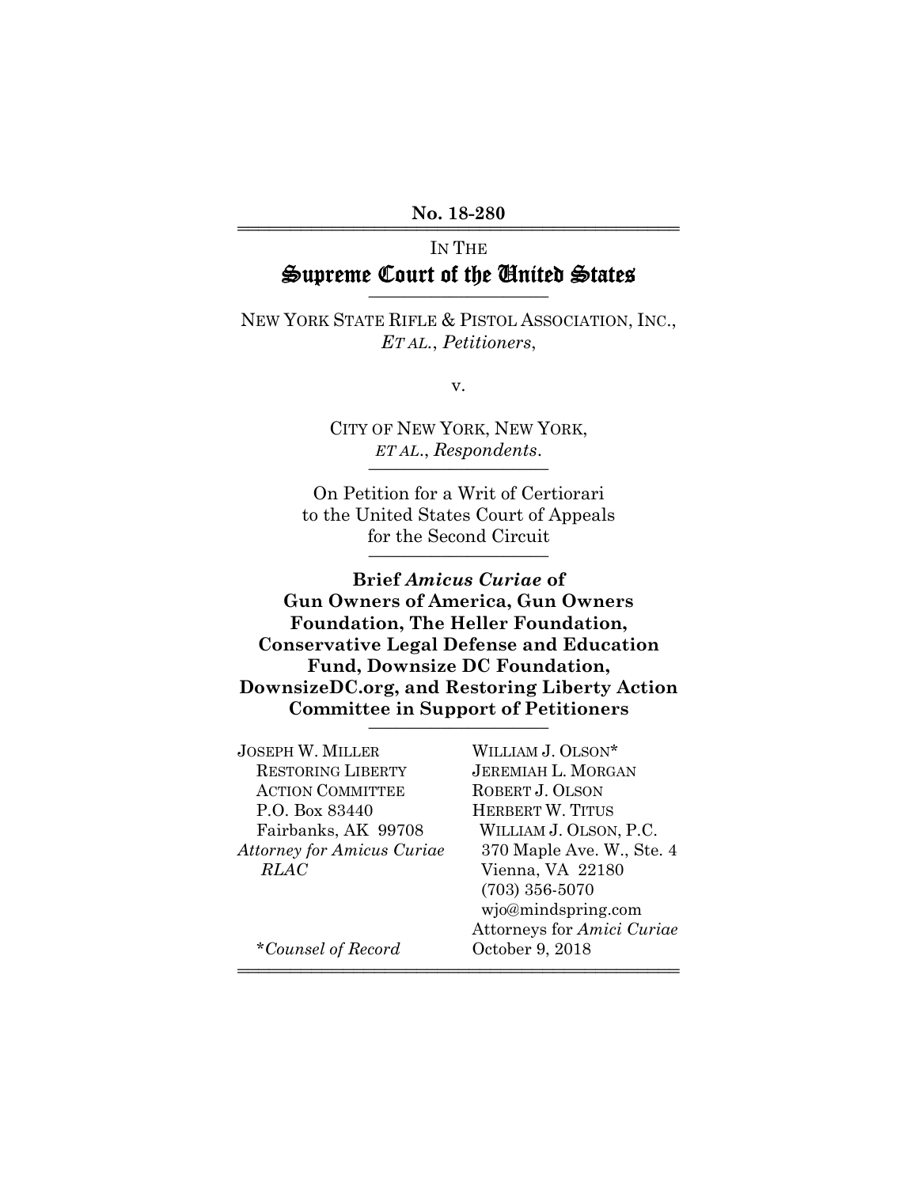**No. 18-280**

IN THE

# Supreme Court of the United States

NEW YORK STATE RIFLE & PISTOL ASSOCIATION, INC., *ET AL.*, *Petitioners*,

v.

CITY OF NEW YORK, NEW YORK, *ET AL.*, *Respondents*.

On Petition for a Writ of Certiorari to the United States Court of Appeals for the Second Circuit

**Brief *Amicus Curiae* of Gun Owners of America, Gun Owners Foundation, The Heller Foundation, Conservative Legal Defense and Education Fund, Downsize DC Foundation, DownsizeDC.org, and Restoring Liberty Action Committee in Support of Petitioners**

JOSEPH W. MILLER
RESTORING LIBERTY ACTION COMMITTEE
P.O. Box 83440
Fairbanks, AK 99708
*Attorney for Amicus Curiae RLAC*

WILLIAM J. OLSON*
JEREMIAH L. MORGAN
ROBERT J. OLSON
HERBERT W. TITUS
WILLIAM J. OLSON, P.C.
370 Maple Ave. W., Ste. 4
Vienna, VA 22180
(703) 356-5070
wjo@mindspring.com
Attorneys for *Amici Curiae*

*\*Counsel of Record*

October 9, 2018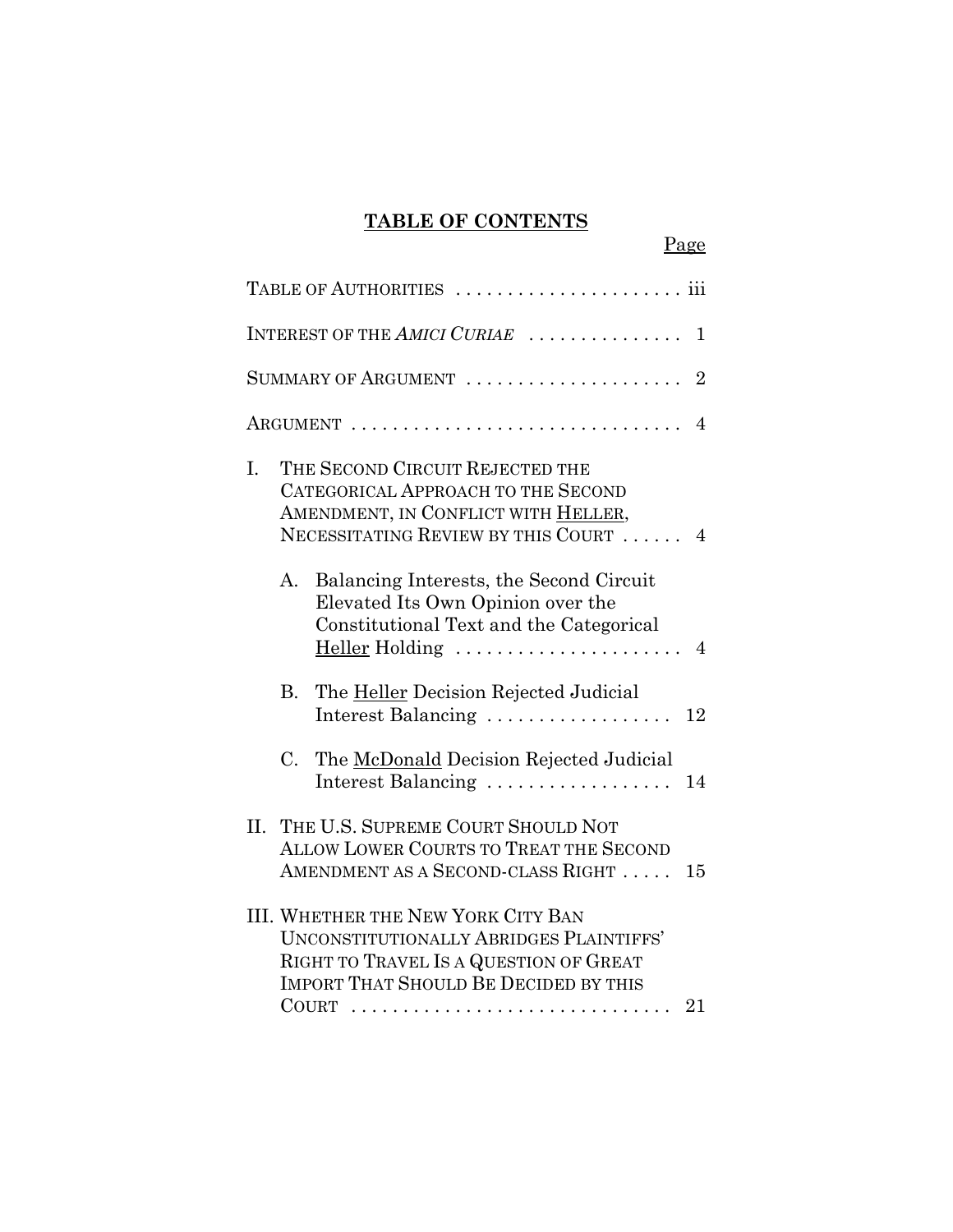# TABLE OF CONTENTS

| | Page |
|---|---|
| TABLE OF AUTHORITIES | iii |
| INTEREST OF THE *AMICI CURIAE* | 1 |
| SUMMARY OF ARGUMENT | 2 |
| ARGUMENT | 4 |
| I. THE SECOND CIRCUIT REJECTED THE CATEGORICAL APPROACH TO THE SECOND AMENDMENT, IN CONFLICT WITH HELLER, NECESSITATING REVIEW BY THIS COURT | 4 |
| A. Balancing Interests, the Second Circuit Elevated Its Own Opinion over the Constitutional Text and the Categorical Heller Holding | 4 |
| B. The Heller Decision Rejected Judicial Interest Balancing | 12 |
| C. The McDonald Decision Rejected Judicial Interest Balancing | 14 |
| II. THE U.S. SUPREME COURT SHOULD NOT ALLOW LOWER COURTS TO TREAT THE SECOND AMENDMENT AS A SECOND-CLASS RIGHT | 15 |
| III. WHETHER THE NEW YORK CITY BAN UNCONSTITUTIONALLY ABRIDGES PLAINTIFFS' RIGHT TO TRAVEL IS A QUESTION OF GREAT IMPORT THAT SHOULD BE DECIDED BY THIS COURT | 21 |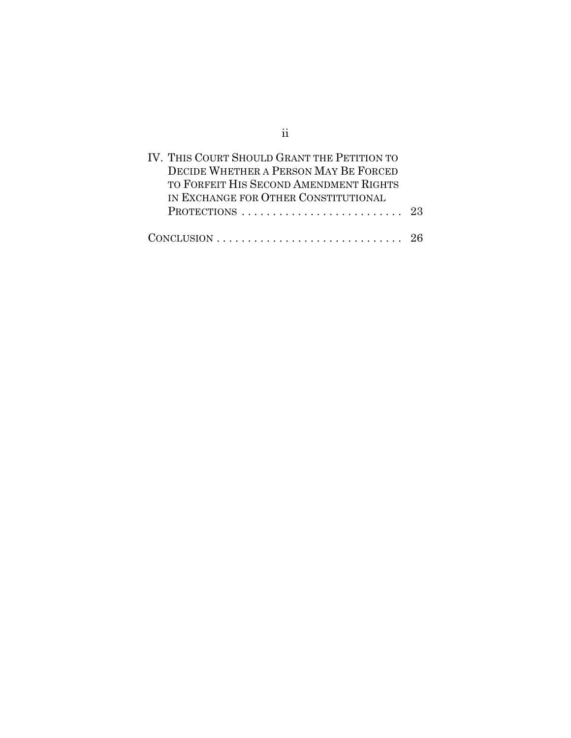IV. THIS COURT SHOULD GRANT THE PETITION TO DECIDE WHETHER A PERSON MAY BE FORCED TO FORFEIT HIS SECOND AMENDMENT RIGHTS IN EXCHANGE FOR OTHER CONSTITUTIONAL PROTECTIONS . . . . . . . . . . . . . . . . . . . . . . . . . . 23

CONCLUSION . . . . . . . . . . . . . . . . . . . . . . . . . . . . . . . 26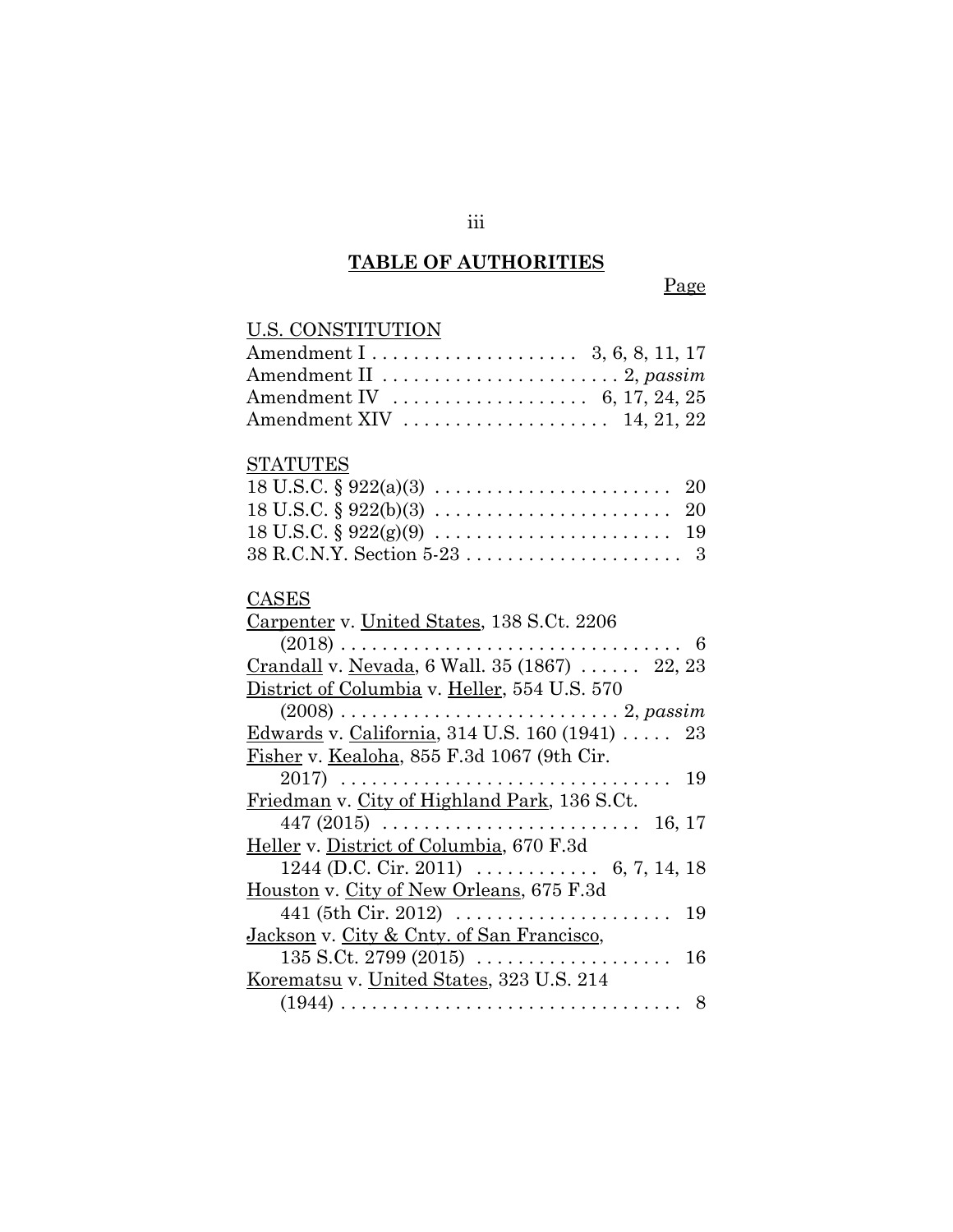# TABLE OF AUTHORITIES

Page

U.S. CONSTITUTION

Amendment I . . . . . . . . . . . . . . . . . . . . 3, 6, 8, 11, 17
Amendment II . . . . . . . . . . . . . . . . . . . . . . . 2, *passim*
Amendment IV . . . . . . . . . . . . . . . . . . . 6, 17, 24, 25
Amendment XIV . . . . . . . . . . . . . . . . . . . . 14, 21, 22

STATUTES

18 U.S.C. § 922(a)(3) . . . . . . . . . . . . . . . . . . . . . . . 20
18 U.S.C. § 922(b)(3) . . . . . . . . . . . . . . . . . . . . . . . 20
18 U.S.C. § 922(g)(9) . . . . . . . . . . . . . . . . . . . . . . . 19
38 R.C.N.Y. Section 5-23 . . . . . . . . . . . . . . . . . . . . . 3

CASES

Carpenter v. United States, 138 S.Ct. 2206 (2018) . . . . . . . . . . . . . . . . . . . . . . . . . . . . . . . . 6
Crandall v. Nevada, 6 Wall. 35 (1867) . . . . . . 22, 23
District of Columbia v. Heller, 554 U.S. 570 (2008) . . . . . . . . . . . . . . . . . . . . . . . . . . . 2, *passim*
Edwards v. California, 314 U.S. 160 (1941) . . . . . 23
Fisher v. Kealoha, 855 F.3d 1067 (9th Cir. 2017) . . . . . . . . . . . . . . . . . . . . . . . . . . . . . . . 19
Friedman v. City of Highland Park, 136 S.Ct. 447 (2015) . . . . . . . . . . . . . . . . . . . . . . . . 16, 17
Heller v. District of Columbia, 670 F.3d 1244 (D.C. Cir. 2011) . . . . . . . . . . . . 6, 7, 14, 18
Houston v. City of New Orleans, 675 F.3d 441 (5th Cir. 2012) . . . . . . . . . . . . . . . . . . . . . 19
Jackson v. City & Cnty. of San Francisco, 135 S.Ct. 2799 (2015) . . . . . . . . . . . . . . . . . . . 16
Korematsu v. United States, 323 U.S. 214 (1944) . . . . . . . . . . . . . . . . . . . . . . . . . . . . . . . . 8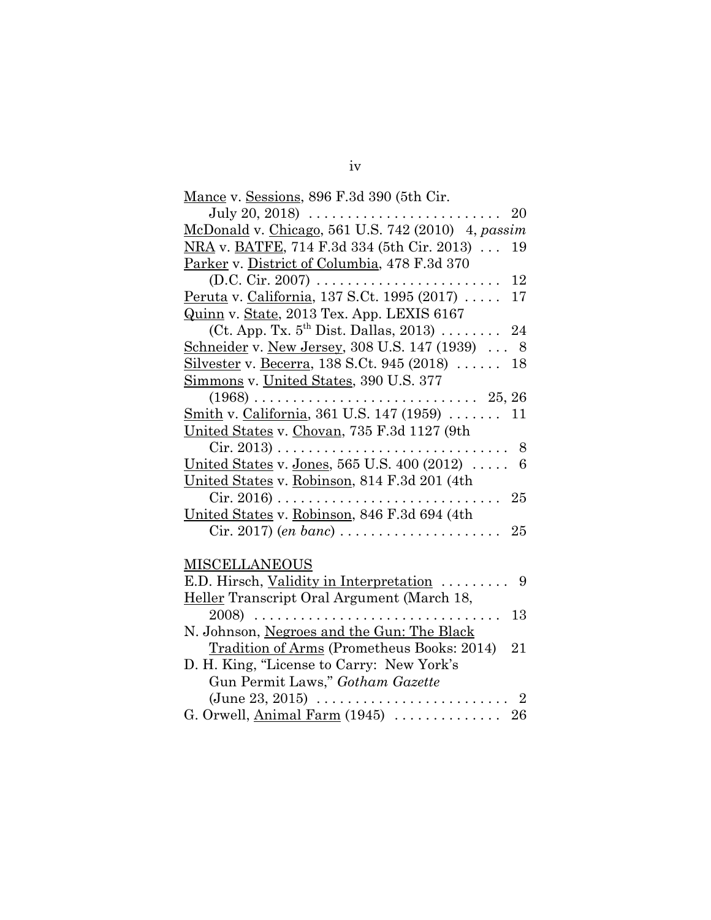<u>Mance</u> v. <u>Sessions</u>, 896 F.3d 390 (5th Cir. July 20, 2018) . . . . . . . . . . . . . . . . . . . . . . . . . 20

<u>McDonald</u> v. <u>Chicago</u>, 561 U.S. 742 (2010) 4, *passim*

<u>NRA</u> v. <u>BATFE</u>, 714 F.3d 334 (5th Cir. 2013) . . . 19

<u>Parker</u> v. <u>District of Columbia</u>, 478 F.3d 370 (D.C. Cir. 2007) . . . . . . . . . . . . . . . . . . . . . . . . 12

<u>Peruta</u> v. <u>California</u>, 137 S.Ct. 1995 (2017) . . . . . 17

<u>Quinn</u> v. <u>State</u>, 2013 Tex. App. LEXIS 6167 (Ct. App. Tx. 5th Dist. Dallas, 2013) . . . . . . . . 24

<u>Schneider</u> v. <u>New Jersey</u>, 308 U.S. 147 (1939) . . . 8

<u>Silvester</u> v. <u>Becerra</u>, 138 S.Ct. 945 (2018) . . . . . . 18

<u>Simmons</u> v. <u>United States</u>, 390 U.S. 377 (1968) . . . . . . . . . . . . . . . . . . . . . . . . . . . . 25, 26

<u>Smith</u> v. <u>California</u>, 361 U.S. 147 (1959) . . . . . . . 11

<u>United States</u> v. <u>Chovan</u>, 735 F.3d 1127 (9th Cir. 2013) . . . . . . . . . . . . . . . . . . . . . . . . . . . . . . 8

<u>United States</u> v. <u>Jones</u>, 565 U.S. 400 (2012) . . . . . 6

<u>United States</u> v. <u>Robinson</u>, 814 F.3d 201 (4th Cir. 2016) . . . . . . . . . . . . . . . . . . . . . . . . . . . . . 25

<u>United States</u> v. <u>Robinson</u>, 846 F.3d 694 (4th Cir. 2017) (*en banc*) . . . . . . . . . . . . . . . . . . . . . 25

<u>MISCELLANEOUS</u>

E.D. Hirsch, <u>Validity in Interpretation</u> . . . . . . . . . 9

<u>Heller</u> Transcript Oral Argument (March 18, 2008) . . . . . . . . . . . . . . . . . . . . . . . . . . . . . . . . 13

N. Johnson, <u>Negroes and the Gun: The Black Tradition of Arms</u> (Prometheus Books: 2014) 21

D. H. King, "License to Carry: New York's Gun Permit Laws," *Gotham Gazette* (June 23, 2015) . . . . . . . . . . . . . . . . . . . . . . . . . 2

G. Orwell, <u>Animal Farm</u> (1945) . . . . . . . . . . . . . . 26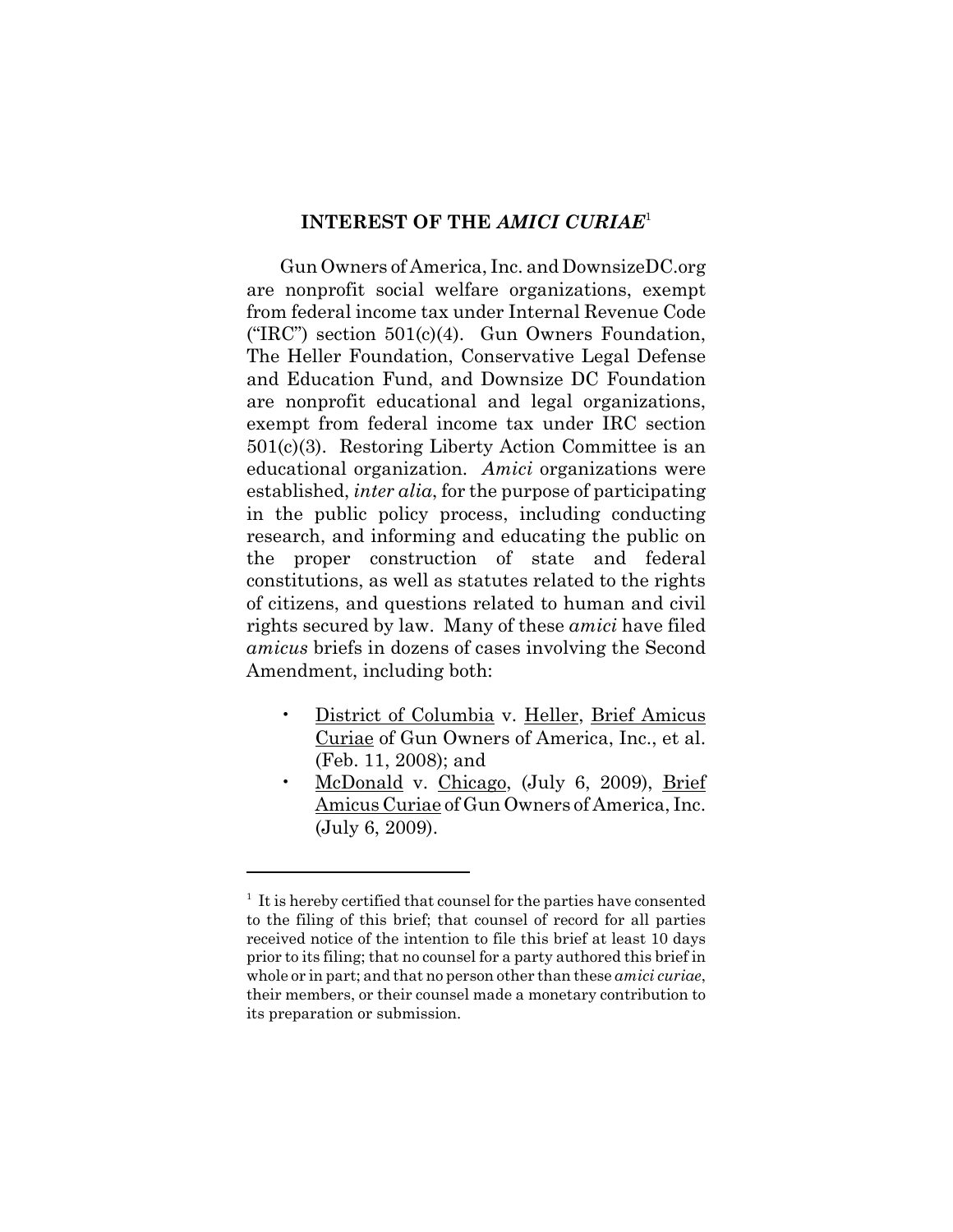## INTEREST OF THE *AMICI CURIAE*[1]

Gun Owners of America, Inc. and DownsizeDC.org are nonprofit social welfare organizations, exempt from federal income tax under Internal Revenue Code ("IRC") section 501(c)(4). Gun Owners Foundation, The Heller Foundation, Conservative Legal Defense and Education Fund, and Downsize DC Foundation are nonprofit educational and legal organizations, exempt from federal income tax under IRC section 501(c)(3). Restoring Liberty Action Committee is an educational organization. *Amici* organizations were established, *inter alia*, for the purpose of participating in the public policy process, including conducting research, and informing and educating the public on the proper construction of state and federal constitutions, as well as statutes related to the rights of citizens, and questions related to human and civil rights secured by law. Many of these *amici* have filed *amicus* briefs in dozens of cases involving the Second Amendment, including both:

- District of Columbia v. Heller, Brief Amicus Curiae of Gun Owners of America, Inc., et al. (Feb. 11, 2008); and
- McDonald v. Chicago, (July 6, 2009), Brief Amicus Curiae of Gun Owners of America, Inc. (July 6, 2009).

---

[1] It is hereby certified that counsel for the parties have consented to the filing of this brief; that counsel of record for all parties received notice of the intention to file this brief at least 10 days prior to its filing; that no counsel for a party authored this brief in whole or in part; and that no person other than these *amici curiae*, their members, or their counsel made a monetary contribution to its preparation or submission.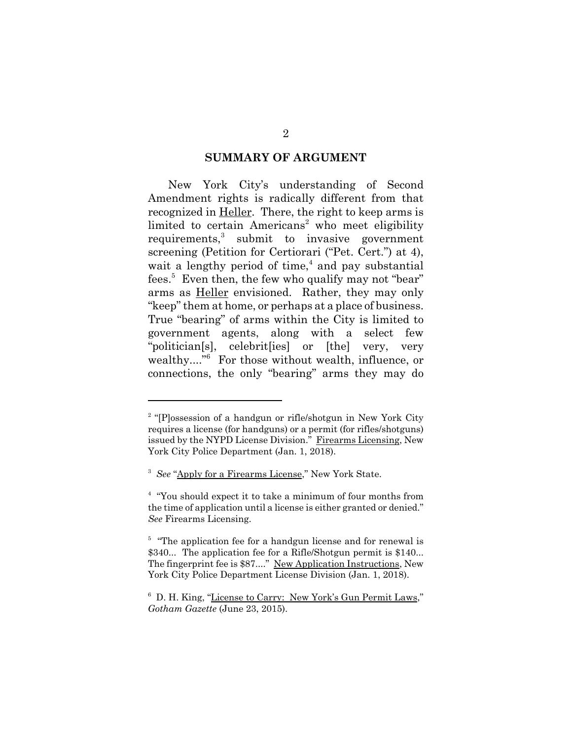## SUMMARY OF ARGUMENT

New York City's understanding of Second Amendment rights is radically different from that recognized in Heller. There, the right to keep arms is limited to certain Americans[2] who meet eligibility requirements,[3] submit to invasive government screening (Petition for Certiorari ("Pet. Cert.") at 4), wait a lengthy period of time,[4] and pay substantial fees.[5] Even then, the few who qualify may not "bear" arms as Heller envisioned. Rather, they may only "keep" them at home, or perhaps at a place of business. True "bearing" of arms within the City is limited to government agents, along with a select few "politician[s], celebrit[ies] or [the] very, very wealthy...."[6] For those without wealth, influence, or connections, the only "bearing" arms they may do

---

[2] "[P]ossession of a handgun or rifle/shotgun in New York City requires a license (for handguns) or a permit (for rifles/shotguns) issued by the NYPD License Division." Firearms Licensing, New York City Police Department (Jan. 1, 2018).

[3] *See* "Apply for a Firearms License," New York State.

[4] "You should expect it to take a minimum of four months from the time of application until a license is either granted or denied." *See* Firearms Licensing.

[5] "The application fee for a handgun license and for renewal is \$340... The application fee for a Rifle/Shotgun permit is \$140... The fingerprint fee is \$87...." New Application Instructions, New York City Police Department License Division (Jan. 1, 2018).

[6] D. H. King, "License to Carry: New York's Gun Permit Laws," *Gotham Gazette* (June 23, 2015).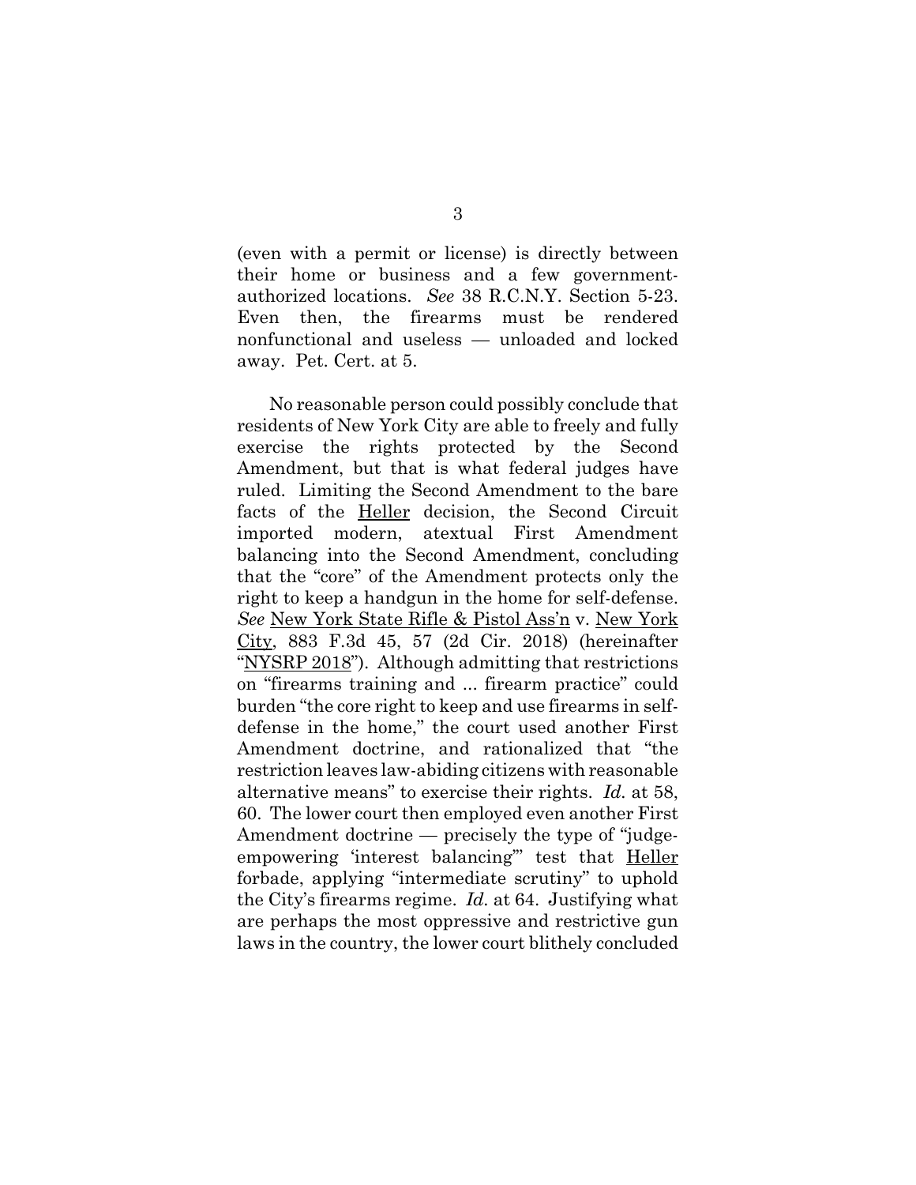(even with a permit or license) is directly between their home or business and a few government-authorized locations. *See* 38 R.C.N.Y. Section 5-23. Even then, the firearms must be rendered nonfunctional and useless — unloaded and locked away. Pet. Cert. at 5.

No reasonable person could possibly conclude that residents of New York City are able to freely and fully exercise the rights protected by the Second Amendment, but that is what federal judges have ruled. Limiting the Second Amendment to the bare facts of the Heller decision, the Second Circuit imported modern, atextual First Amendment balancing into the Second Amendment, concluding that the "core" of the Amendment protects only the right to keep a handgun in the home for self-defense. *See* New York State Rifle & Pistol Ass'n v. New York City, 883 F.3d 45, 57 (2d Cir. 2018) (hereinafter "NYSRP 2018"). Although admitting that restrictions on "firearms training and ... firearm practice" could burden "the core right to keep and use firearms in self-defense in the home," the court used another First Amendment doctrine, and rationalized that "the restriction leaves law-abiding citizens with reasonable alternative means" to exercise their rights. *Id.* at 58, 60. The lower court then employed even another First Amendment doctrine — precisely the type of "judge-empowering 'interest balancing'" test that Heller forbade, applying "intermediate scrutiny" to uphold the City's firearms regime. *Id.* at 64. Justifying what are perhaps the most oppressive and restrictive gun laws in the country, the lower court blithely concluded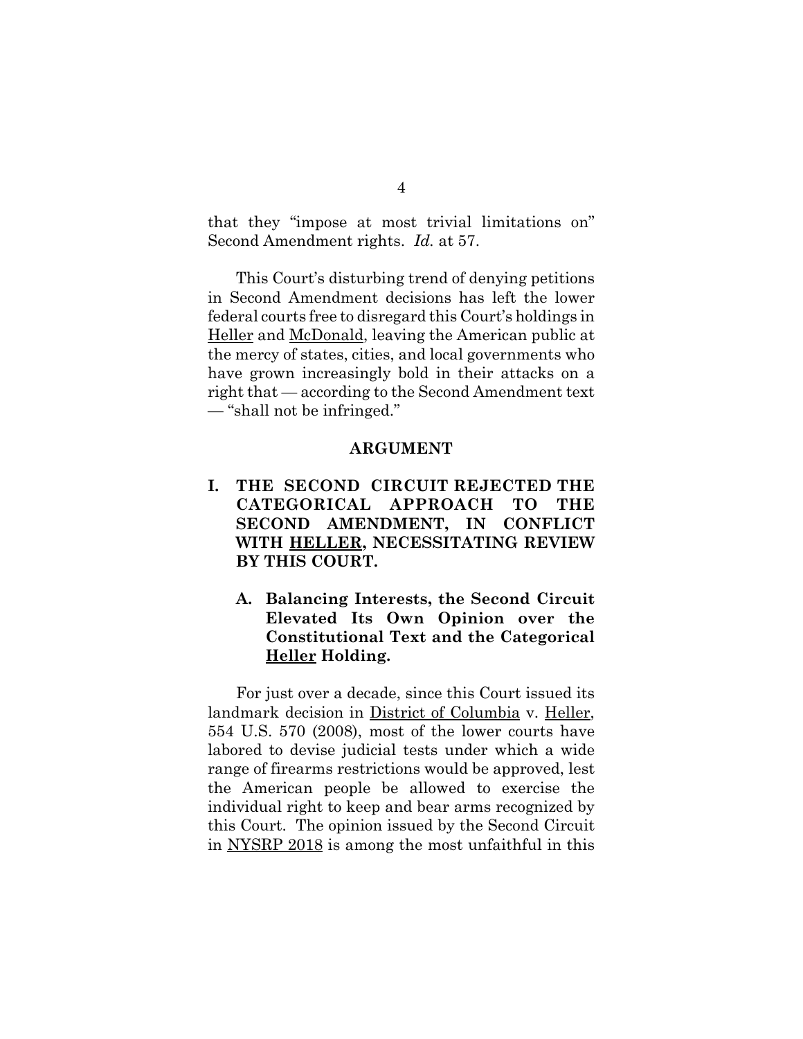that they "impose at most trivial limitations on" Second Amendment rights. *Id.* at 57.

This Court's disturbing trend of denying petitions in Second Amendment decisions has left the lower federal courts free to disregard this Court's holdings in Heller and McDonald, leaving the American public at the mercy of states, cities, and local governments who have grown increasingly bold in their attacks on a right that — according to the Second Amendment text — "shall not be infringed."

## ARGUMENT

### I. THE SECOND CIRCUIT REJECTED THE CATEGORICAL APPROACH TO THE SECOND AMENDMENT, IN CONFLICT WITH HELLER, NECESSITATING REVIEW BY THIS COURT.

#### A. Balancing Interests, the Second Circuit Elevated Its Own Opinion over the Constitutional Text and the Categorical Heller Holding.

For just over a decade, since this Court issued its landmark decision in District of Columbia v. Heller, 554 U.S. 570 (2008), most of the lower courts have labored to devise judicial tests under which a wide range of firearms restrictions would be approved, lest the American people be allowed to exercise the individual right to keep and bear arms recognized by this Court. The opinion issued by the Second Circuit in NYSRP 2018 is among the most unfaithful in this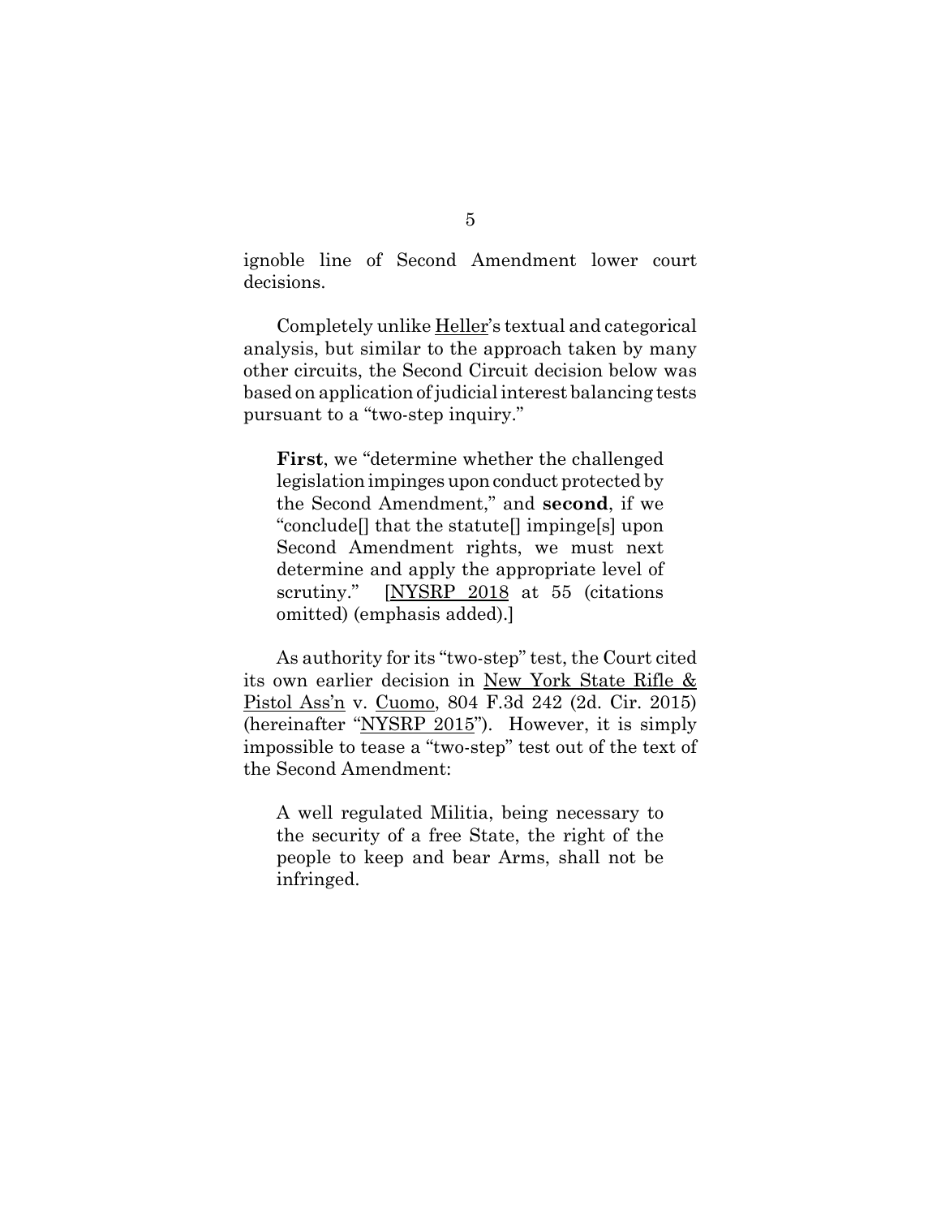ignoble line of Second Amendment lower court decisions.

Completely unlike Heller's textual and categorical analysis, but similar to the approach taken by many other circuits, the Second Circuit decision below was based on application of judicial interest balancing tests pursuant to a "two-step inquiry."

> **First**, we "determine whether the challenged legislation impinges upon conduct protected by the Second Amendment," and **second**, if we "conclude[] that the statute[] impinge[s] upon Second Amendment rights, we must next determine and apply the appropriate level of scrutiny." [NYSRP 2018 at 55 (citations omitted) (emphasis added).]

As authority for its "two-step" test, the Court cited its own earlier decision in New York State Rifle & Pistol Ass'n v. Cuomo, 804 F.3d 242 (2d. Cir. 2015) (hereinafter "NYSRP 2015"). However, it is simply impossible to tease a "two-step" test out of the text of the Second Amendment:

> A well regulated Militia, being necessary to the security of a free State, the right of the people to keep and bear Arms, shall not be infringed.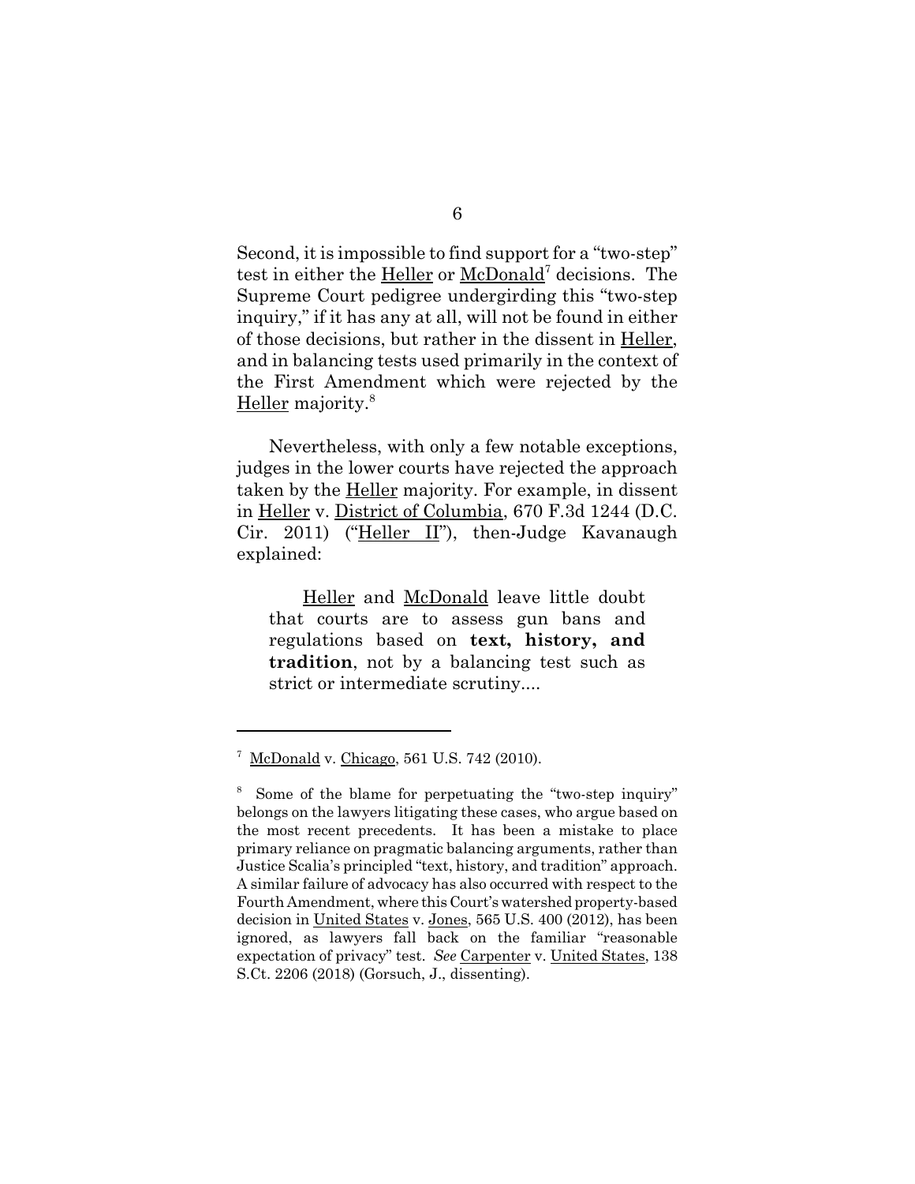Second, it is impossible to find support for a "two-step" test in either the Heller or McDonald[7] decisions. The Supreme Court pedigree undergirding this "two-step inquiry," if it has any at all, will not be found in either of those decisions, but rather in the dissent in Heller, and in balancing tests used primarily in the context of the First Amendment which were rejected by the Heller majority.[8]

Nevertheless, with only a few notable exceptions, judges in the lower courts have rejected the approach taken by the Heller majority. For example, in dissent in Heller v. District of Columbia, 670 F.3d 1244 (D.C. Cir. 2011) ("Heller II"), then-Judge Kavanaugh explained:

> Heller and McDonald leave little doubt that courts are to assess gun bans and regulations based on **text, history, and tradition**, not by a balancing test such as strict or intermediate scrutiny....

---

[7] McDonald v. Chicago, 561 U.S. 742 (2010).

[8] Some of the blame for perpetuating the "two-step inquiry" belongs on the lawyers litigating these cases, who argue based on the most recent precedents. It has been a mistake to place primary reliance on pragmatic balancing arguments, rather than Justice Scalia's principled "text, history, and tradition" approach. A similar failure of advocacy has also occurred with respect to the Fourth Amendment, where this Court's watershed property-based decision in United States v. Jones, 565 U.S. 400 (2012), has been ignored, as lawyers fall back on the familiar "reasonable expectation of privacy" test. *See* Carpenter v. United States, 138 S.Ct. 2206 (2018) (Gorsuch, J., dissenting).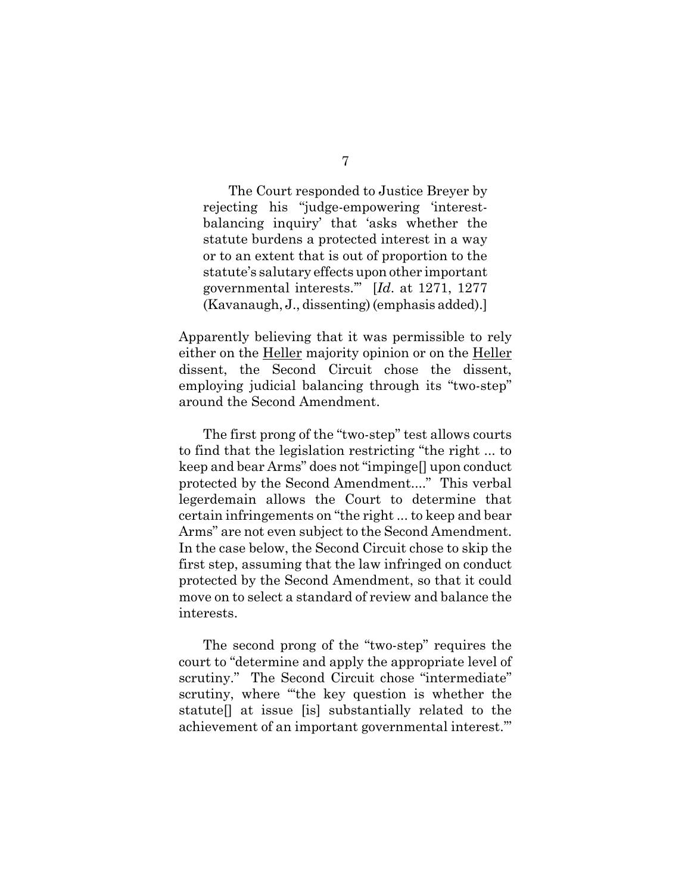> The Court responded to Justice Breyer by rejecting his "judge-empowering 'interest-balancing inquiry' that 'asks whether the statute burdens a protected interest in a way or to an extent that is out of proportion to the statute's salutary effects upon other important governmental interests.'" [*Id.* at 1271, 1277 (Kavanaugh, J., dissenting) (emphasis added).]

Apparently believing that it was permissible to rely either on the Heller majority opinion or on the Heller dissent, the Second Circuit chose the dissent, employing judicial balancing through its "two-step" around the Second Amendment.

The first prong of the "two-step" test allows courts to find that the legislation restricting "the right ... to keep and bear Arms" does not "impinge[] upon conduct protected by the Second Amendment...." This verbal legerdemain allows the Court to determine that certain infringements on "the right ... to keep and bear Arms" are not even subject to the Second Amendment. In the case below, the Second Circuit chose to skip the first step, assuming that the law infringed on conduct protected by the Second Amendment, so that it could move on to select a standard of review and balance the interests.

The second prong of the "two-step" requires the court to "determine and apply the appropriate level of scrutiny." The Second Circuit chose "intermediate" scrutiny, where "'the key question is whether the statute[] at issue [is] substantially related to the achievement of an important governmental interest.'"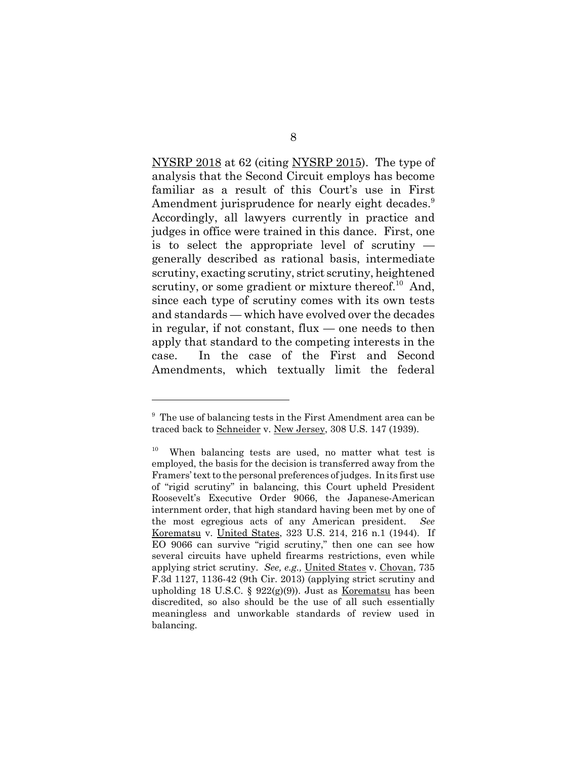NYSRP 2018 at 62 (citing NYSRP 2015). The type of analysis that the Second Circuit employs has become familiar as a result of this Court's use in First Amendment jurisprudence for nearly eight decades.[9] Accordingly, all lawyers currently in practice and judges in office were trained in this dance. First, one is to select the appropriate level of scrutiny — generally described as rational basis, intermediate scrutiny, exacting scrutiny, strict scrutiny, heightened scrutiny, or some gradient or mixture thereof.[10] And, since each type of scrutiny comes with its own tests and standards — which have evolved over the decades in regular, if not constant, flux — one needs to then apply that standard to the competing interests in the case. In the case of the First and Second Amendments, which textually limit the federal

---

[9] The use of balancing tests in the First Amendment area can be traced back to Schneider v. New Jersey, 308 U.S. 147 (1939).

[10] When balancing tests are used, no matter what test is employed, the basis for the decision is transferred away from the Framers' text to the personal preferences of judges. In its first use of "rigid scrutiny" in balancing, this Court upheld President Roosevelt's Executive Order 9066, the Japanese-American internment order, that high standard having been met by one of the most egregious acts of any American president. *See* Korematsu v. United States, 323 U.S. 214, 216 n.1 (1944). If EO 9066 can survive "rigid scrutiny," then one can see how several circuits have upheld firearms restrictions, even while applying strict scrutiny. *See, e.g.,* United States v. Chovan, 735 F.3d 1127, 1136-42 (9th Cir. 2013) (applying strict scrutiny and upholding 18 U.S.C. § 922(g)(9)). Just as Korematsu has been discredited, so also should be the use of all such essentially meaningless and unworkable standards of review used in balancing.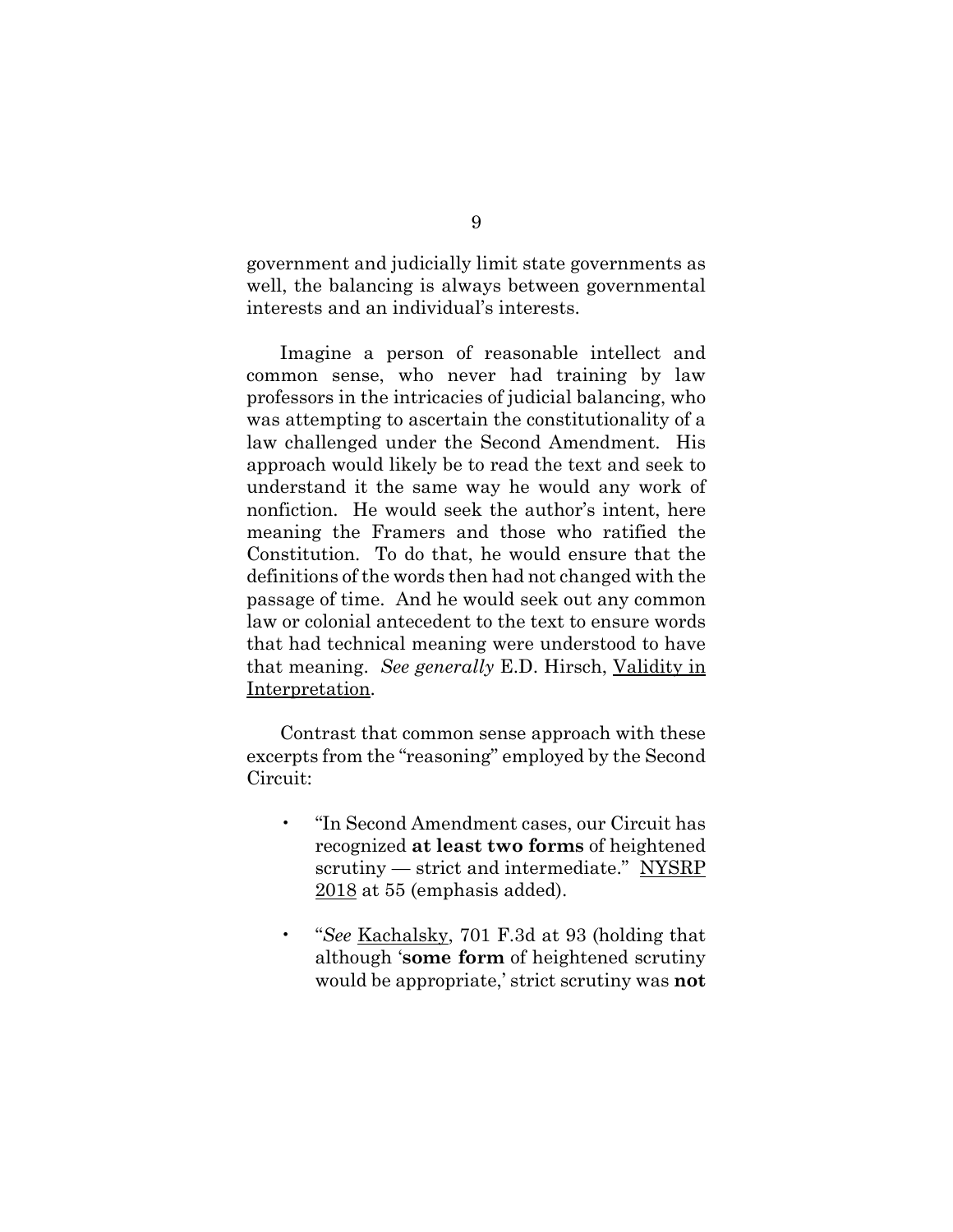government and judicially limit state governments as well, the balancing is always between governmental interests and an individual's interests.

Imagine a person of reasonable intellect and common sense, who never had training by law professors in the intricacies of judicial balancing, who was attempting to ascertain the constitutionality of a law challenged under the Second Amendment. His approach would likely be to read the text and seek to understand it the same way he would any work of nonfiction. He would seek the author's intent, here meaning the Framers and those who ratified the Constitution. To do that, he would ensure that the definitions of the words then had not changed with the passage of time. And he would seek out any common law or colonial antecedent to the text to ensure words that had technical meaning were understood to have that meaning. *See generally* E.D. Hirsch, Validity in Interpretation.

Contrast that common sense approach with these excerpts from the "reasoning" employed by the Second Circuit:

- "In Second Amendment cases, our Circuit has recognized **at least two forms** of heightened scrutiny — strict and intermediate." NYSRP 2018 at 55 (emphasis added).

- "*See* Kachalsky, 701 F.3d at 93 (holding that although '**some form** of heightened scrutiny would be appropriate,' strict scrutiny was **not**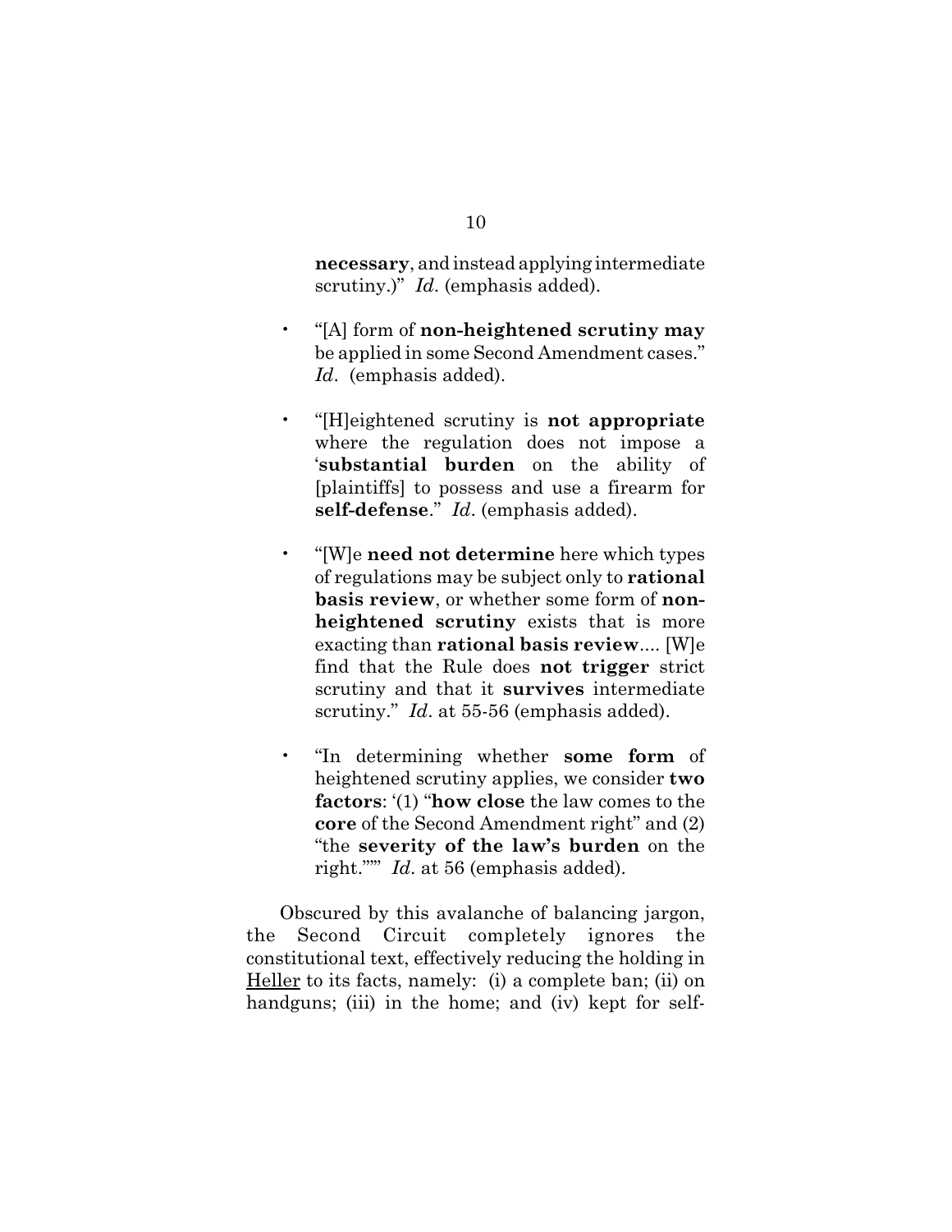**necessary**, and instead applying intermediate scrutiny.)" *Id*. (emphasis added).

- "[A] form of **non-heightened scrutiny may** be applied in some Second Amendment cases." *Id*. (emphasis added).

- "[H]eightened scrutiny is **not appropriate** where the regulation does not impose a '**substantial burden** on the ability of [plaintiffs] to possess and use a firearm for **self-defense**." *Id*. (emphasis added).

- "[W]e **need not determine** here which types of regulations may be subject only to **rational basis review**, or whether some form of **non-heightened scrutiny** exists that is more exacting than **rational basis review**.... [W]e find that the Rule does **not trigger** strict scrutiny and that it **survives** intermediate scrutiny." *Id*. at 55-56 (emphasis added).

- "In determining whether **some form** of heightened scrutiny applies, we consider **two factors**: '(1) "**how close** the law comes to the **core** of the Second Amendment right" and (2) "the **severity of the law's burden** on the right."'" *Id*. at 56 (emphasis added).

Obscured by this avalanche of balancing jargon, the Second Circuit completely ignores the constitutional text, effectively reducing the holding in Heller to its facts, namely: (i) a complete ban; (ii) on handguns; (iii) in the home; and (iv) kept for self-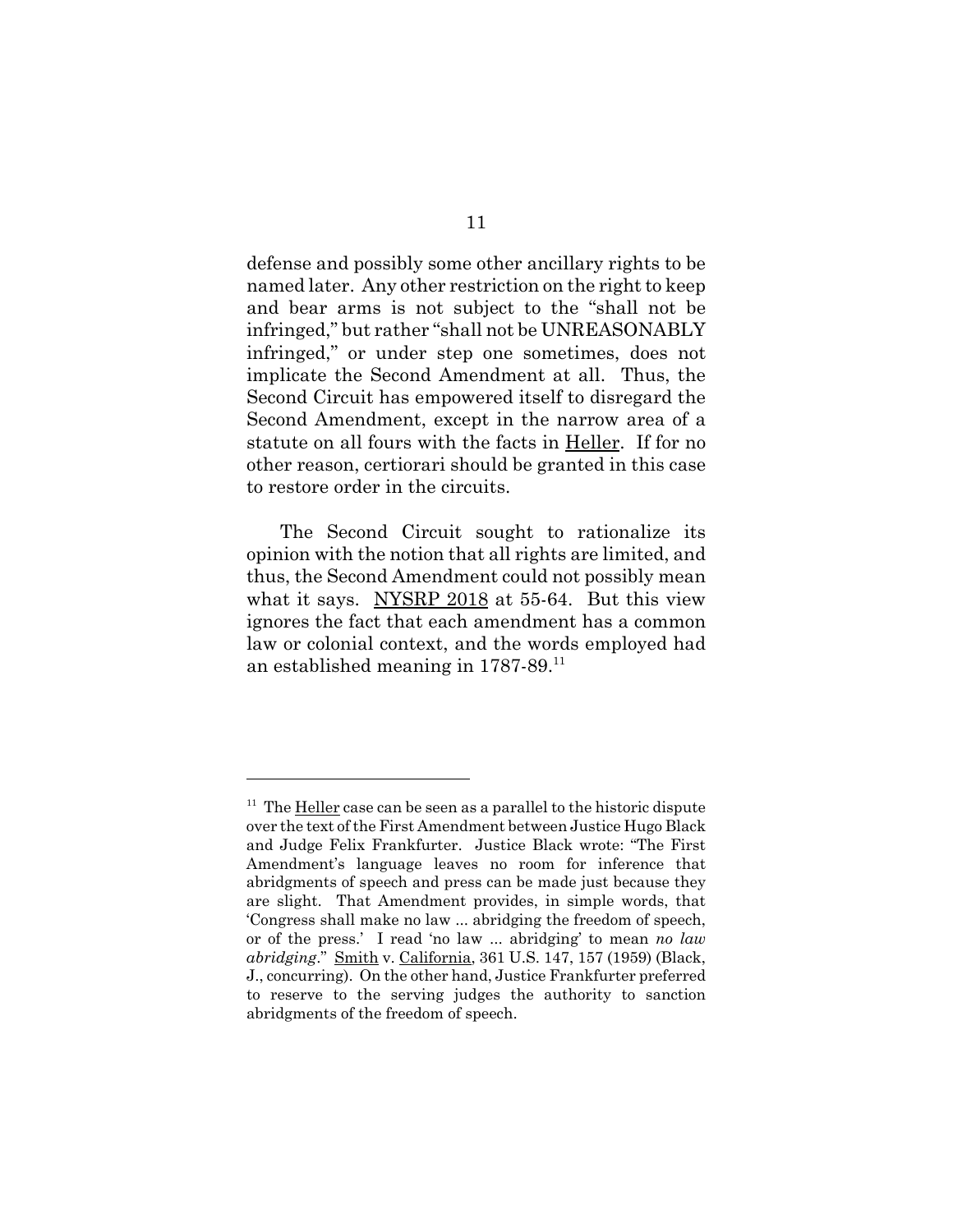defense and possibly some other ancillary rights to be named later. Any other restriction on the right to keep and bear arms is not subject to the "shall not be infringed," but rather "shall not be UNREASONABLY infringed," or under step one sometimes, does not implicate the Second Amendment at all. Thus, the Second Circuit has empowered itself to disregard the Second Amendment, except in the narrow area of a statute on all fours with the facts in Heller. If for no other reason, certiorari should be granted in this case to restore order in the circuits.

The Second Circuit sought to rationalize its opinion with the notion that all rights are limited, and thus, the Second Amendment could not possibly mean what it says. NYSRP 2018 at 55-64. But this view ignores the fact that each amendment has a common law or colonial context, and the words employed had an established meaning in 1787-89.[11]

---

[11] The Heller case can be seen as a parallel to the historic dispute over the text of the First Amendment between Justice Hugo Black and Judge Felix Frankfurter. Justice Black wrote: "The First Amendment's language leaves no room for inference that abridgments of speech and press can be made just because they are slight. That Amendment provides, in simple words, that 'Congress shall make no law ... abridging the freedom of speech, or of the press.' I read 'no law ... abridging' to mean *no law abridging*." Smith v. California, 361 U.S. 147, 157 (1959) (Black, J., concurring). On the other hand, Justice Frankfurter preferred to reserve to the serving judges the authority to sanction abridgments of the freedom of speech.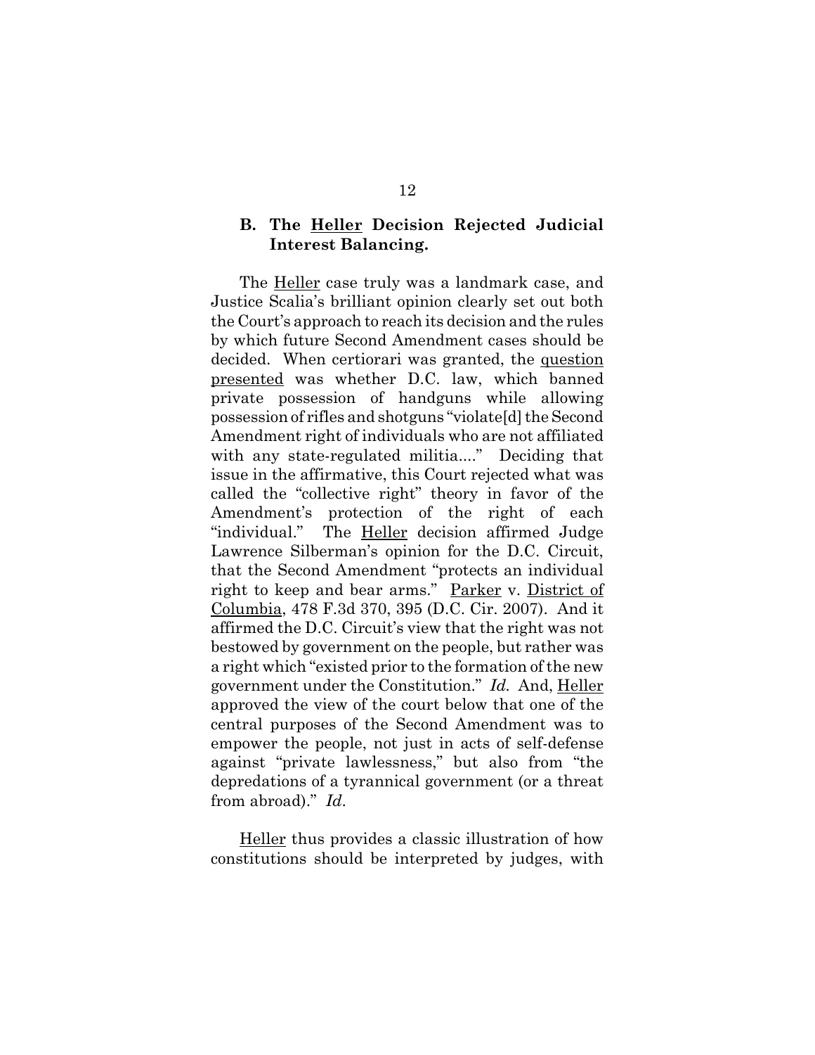### B. The Heller Decision Rejected Judicial Interest Balancing.

The Heller case truly was a landmark case, and Justice Scalia's brilliant opinion clearly set out both the Court's approach to reach its decision and the rules by which future Second Amendment cases should be decided. When certiorari was granted, the question presented was whether D.C. law, which banned private possession of handguns while allowing possession of rifles and shotguns "violate[d] the Second Amendment right of individuals who are not affiliated with any state-regulated militia...." Deciding that issue in the affirmative, this Court rejected what was called the "collective right" theory in favor of the Amendment's protection of the right of each "individual." The Heller decision affirmed Judge Lawrence Silberman's opinion for the D.C. Circuit, that the Second Amendment "protects an individual right to keep and bear arms." Parker v. District of Columbia, 478 F.3d 370, 395 (D.C. Cir. 2007). And it affirmed the D.C. Circuit's view that the right was not bestowed by government on the people, but rather was a right which "existed prior to the formation of the new government under the Constitution." *Id.* And, Heller approved the view of the court below that one of the central purposes of the Second Amendment was to empower the people, not just in acts of self-defense against "private lawlessness," but also from "the depredations of a tyrannical government (or a threat from abroad)." *Id.*

Heller thus provides a classic illustration of how constitutions should be interpreted by judges, with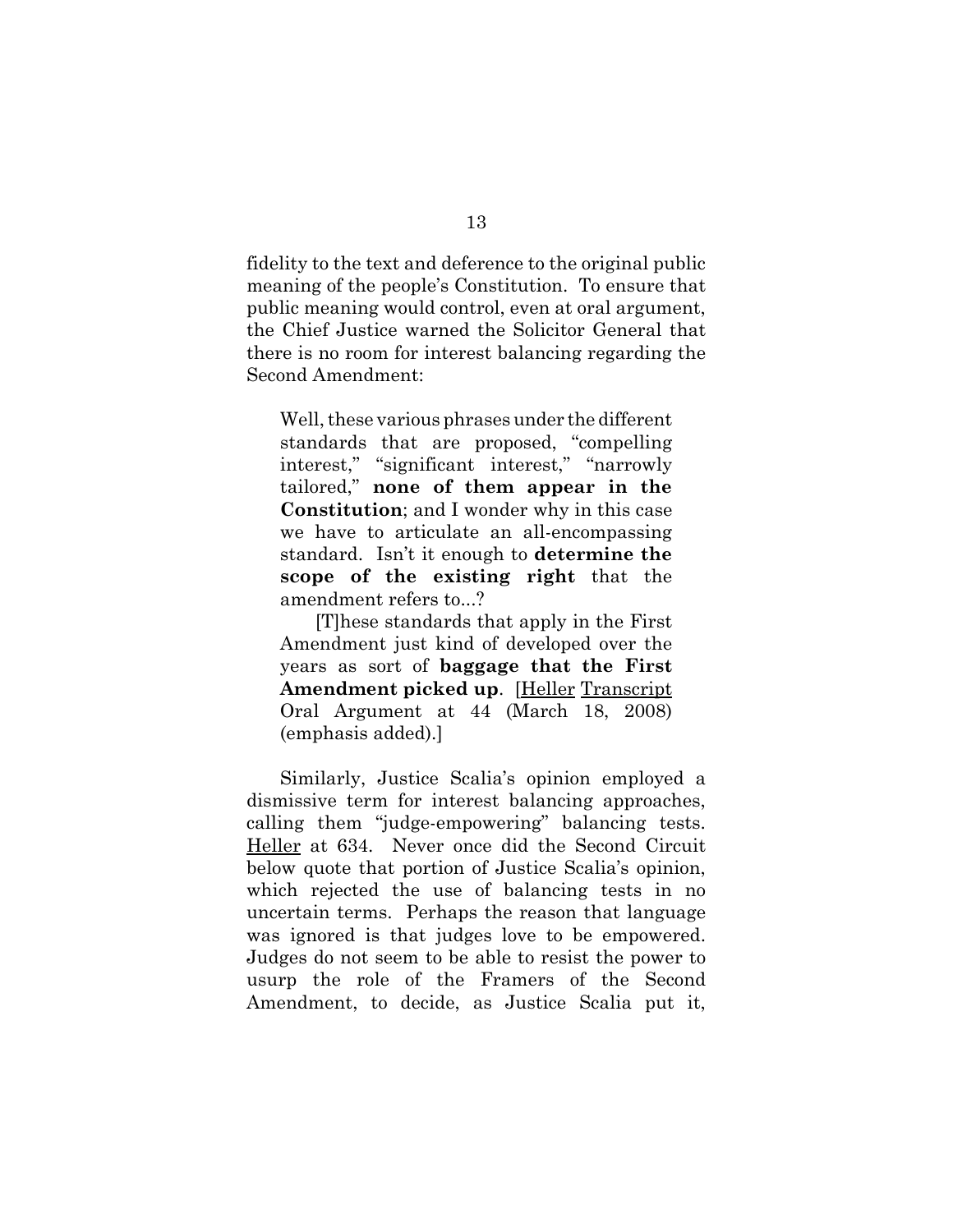fidelity to the text and deference to the original public meaning of the people's Constitution. To ensure that public meaning would control, even at oral argument, the Chief Justice warned the Solicitor General that there is no room for interest balancing regarding the Second Amendment:

> Well, these various phrases under the different standards that are proposed, "compelling interest," "significant interest," "narrowly tailored," **none of them appear in the Constitution**; and I wonder why in this case we have to articulate an all-encompassing standard. Isn't it enough to **determine the scope of the existing right** that the amendment refers to...?
>
> [T]hese standards that apply in the First Amendment just kind of developed over the years as sort of **baggage that the First Amendment picked up**. [Heller Transcript Oral Argument at 44 (March 18, 2008) (emphasis added).]

Similarly, Justice Scalia's opinion employed a dismissive term for interest balancing approaches, calling them "judge-empowering" balancing tests. Heller at 634. Never once did the Second Circuit below quote that portion of Justice Scalia's opinion, which rejected the use of balancing tests in no uncertain terms. Perhaps the reason that language was ignored is that judges love to be empowered. Judges do not seem to be able to resist the power to usurp the role of the Framers of the Second Amendment, to decide, as Justice Scalia put it,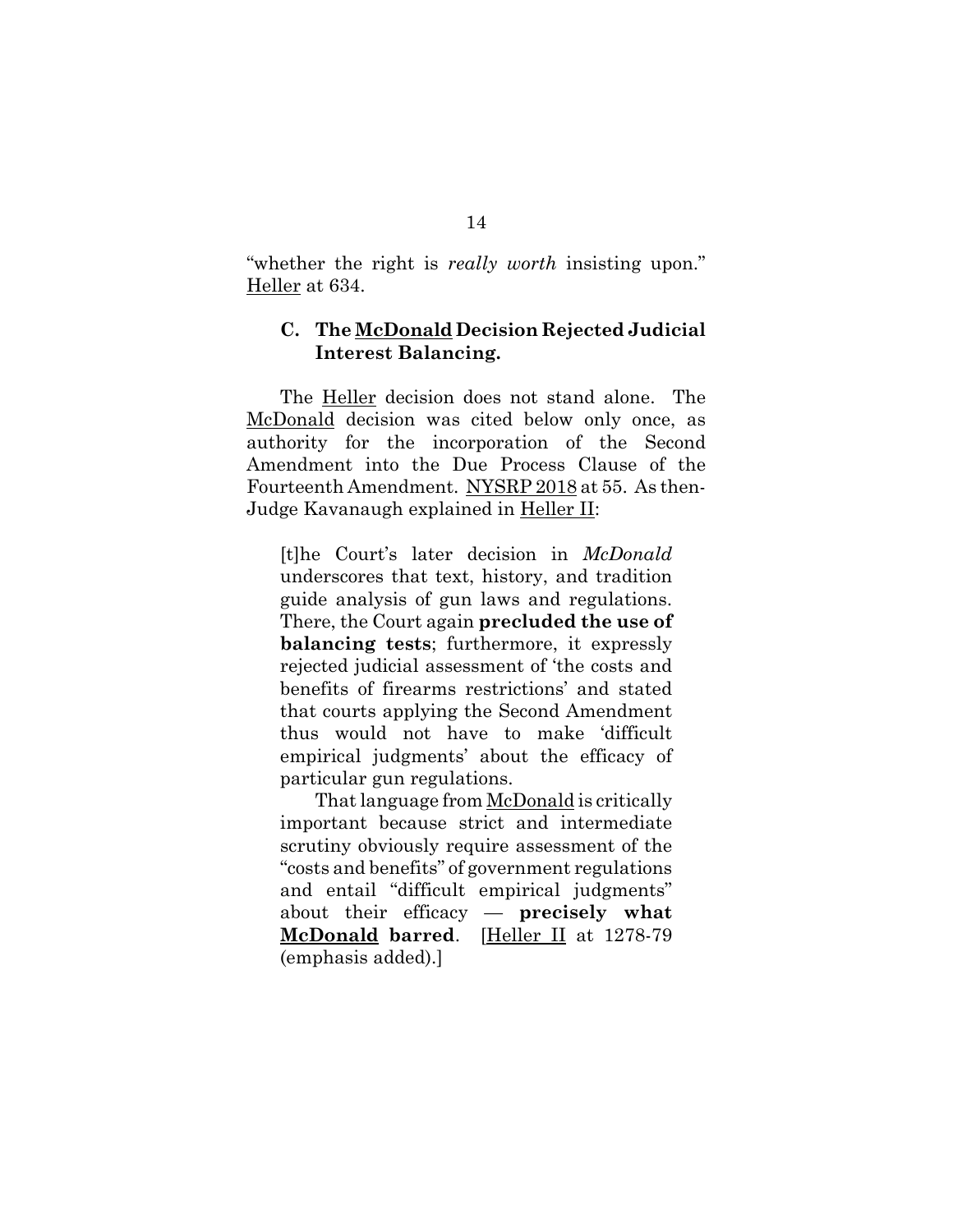"whether the right is *really worth* insisting upon." Heller at 634.

### C. The McDonald Decision Rejected Judicial Interest Balancing.

The Heller decision does not stand alone. The McDonald decision was cited below only once, as authority for the incorporation of the Second Amendment into the Due Process Clause of the Fourteenth Amendment. NYSRP 2018 at 55. As then-Judge Kavanaugh explained in Heller II:

> [t]he Court's later decision in *McDonald* underscores that text, history, and tradition guide analysis of gun laws and regulations. There, the Court again **precluded the use of balancing tests**; furthermore, it expressly rejected judicial assessment of 'the costs and benefits of firearms restrictions' and stated that courts applying the Second Amendment thus would not have to make 'difficult empirical judgments' about the efficacy of particular gun regulations.
>
> That language from McDonald is critically important because strict and intermediate scrutiny obviously require assessment of the "costs and benefits" of government regulations and entail "difficult empirical judgments" about their efficacy — **precisely what McDonald barred**. [Heller II at 1278-79 (emphasis added).]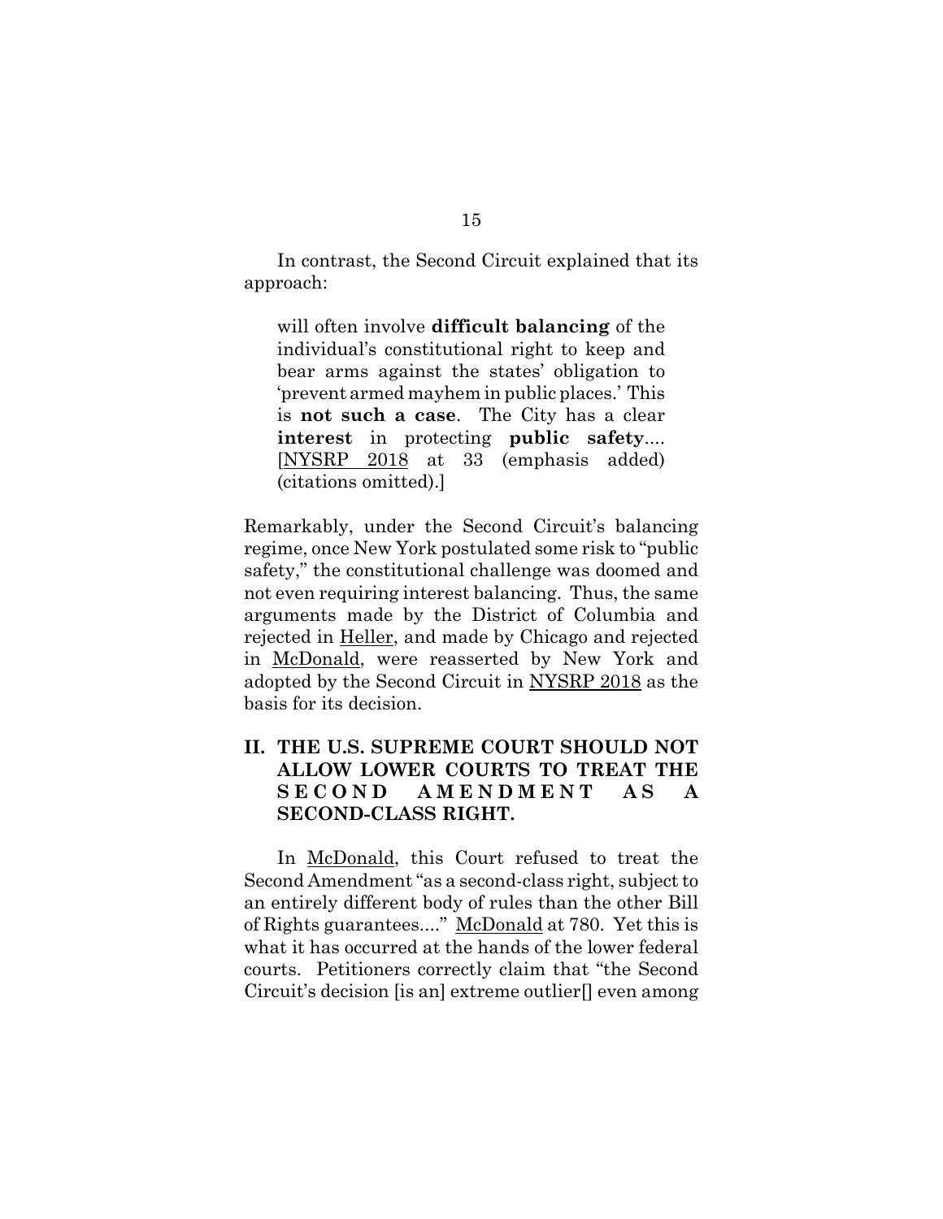In contrast, the Second Circuit explained that its approach:

> will often involve **difficult balancing** of the individual's constitutional right to keep and bear arms against the states' obligation to 'prevent armed mayhem in public places.' This is **not such a case**. The City has a clear **interest** in protecting **public safety**.... [NYSRP 2018 at 33 (emphasis added) (citations omitted).]

Remarkably, under the Second Circuit's balancing regime, once New York postulated some risk to "public safety," the constitutional challenge was doomed and not even requiring interest balancing. Thus, the same arguments made by the District of Columbia and rejected in Heller, and made by Chicago and rejected in McDonald, were reasserted by New York and adopted by the Second Circuit in NYSRP 2018 as the basis for its decision.

## II. THE U.S. SUPREME COURT SHOULD NOT ALLOW LOWER COURTS TO TREAT THE SECOND AMENDMENT AS A SECOND-CLASS RIGHT.

In McDonald, this Court refused to treat the Second Amendment "as a second-class right, subject to an entirely different body of rules than the other Bill of Rights guarantees...." McDonald at 780. Yet this is what it has occurred at the hands of the lower federal courts. Petitioners correctly claim that "the Second Circuit's decision [is an] extreme outlier[] even among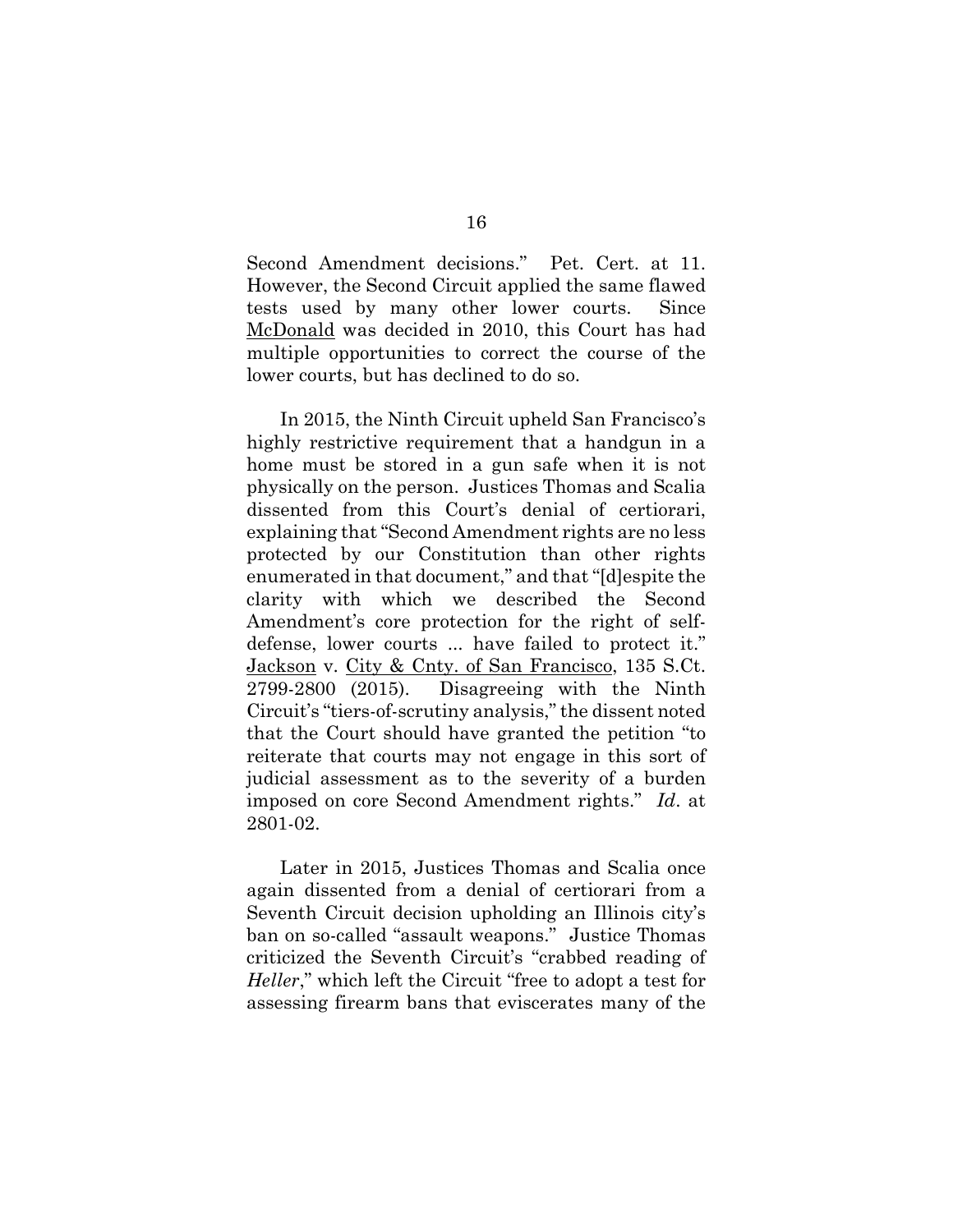Second Amendment decisions." Pet. Cert. at 11. However, the Second Circuit applied the same flawed tests used by many other lower courts. Since McDonald was decided in 2010, this Court has had multiple opportunities to correct the course of the lower courts, but has declined to do so.

In 2015, the Ninth Circuit upheld San Francisco's highly restrictive requirement that a handgun in a home must be stored in a gun safe when it is not physically on the person. Justices Thomas and Scalia dissented from this Court's denial of certiorari, explaining that "Second Amendment rights are no less protected by our Constitution than other rights enumerated in that document," and that "[d]espite the clarity with which we described the Second Amendment's core protection for the right of self-defense, lower courts ... have failed to protect it." Jackson v. City & Cnty. of San Francisco, 135 S.Ct. 2799-2800 (2015). Disagreeing with the Ninth Circuit's "tiers-of-scrutiny analysis," the dissent noted that the Court should have granted the petition "to reiterate that courts may not engage in this sort of judicial assessment as to the severity of a burden imposed on core Second Amendment rights." *Id*. at 2801-02.

Later in 2015, Justices Thomas and Scalia once again dissented from a denial of certiorari from a Seventh Circuit decision upholding an Illinois city's ban on so-called "assault weapons." Justice Thomas criticized the Seventh Circuit's "crabbed reading of *Heller*," which left the Circuit "free to adopt a test for assessing firearm bans that eviscerates many of the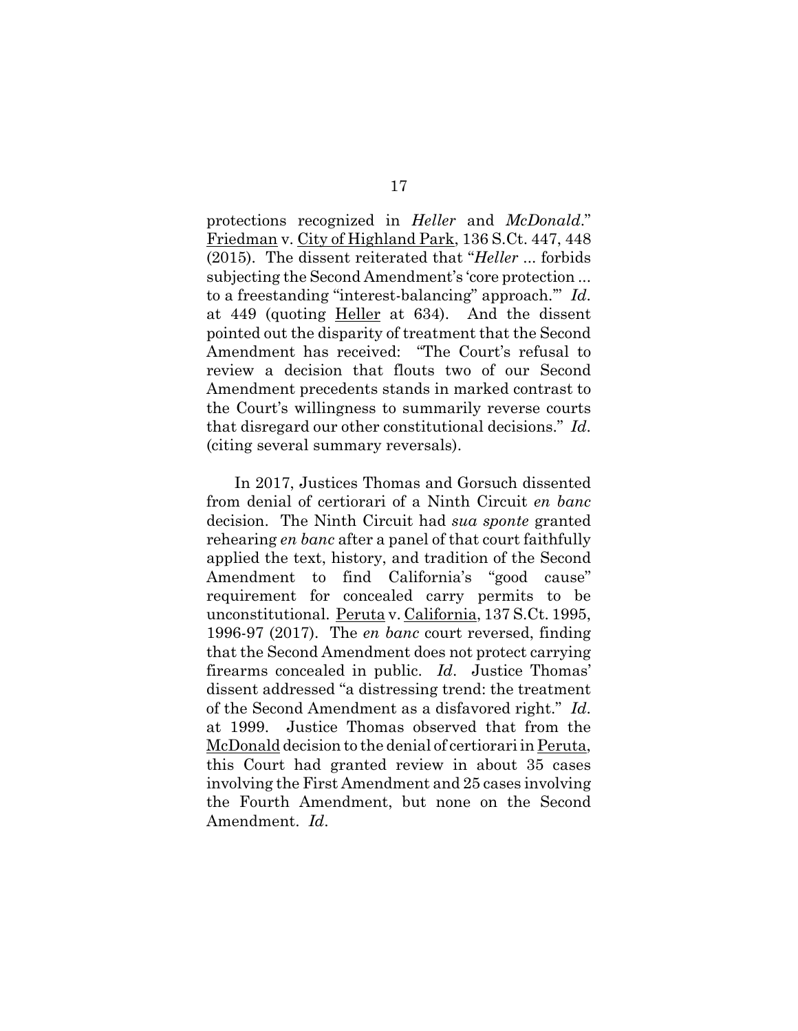protections recognized in *Heller* and *McDonald*." Friedman v. City of Highland Park, 136 S.Ct. 447, 448 (2015). The dissent reiterated that "*Heller* ... forbids subjecting the Second Amendment's 'core protection ... to a freestanding "interest-balancing" approach.'" *Id*. at 449 (quoting Heller at 634). And the dissent pointed out the disparity of treatment that the Second Amendment has received: "The Court's refusal to review a decision that flouts two of our Second Amendment precedents stands in marked contrast to the Court's willingness to summarily reverse courts that disregard our other constitutional decisions." *Id*. (citing several summary reversals).

In 2017, Justices Thomas and Gorsuch dissented from denial of certiorari of a Ninth Circuit *en banc* decision. The Ninth Circuit had *sua sponte* granted rehearing *en banc* after a panel of that court faithfully applied the text, history, and tradition of the Second Amendment to find California's "good cause" requirement for concealed carry permits to be unconstitutional. Peruta v. California, 137 S.Ct. 1995, 1996-97 (2017). The *en banc* court reversed, finding that the Second Amendment does not protect carrying firearms concealed in public. *Id*. Justice Thomas' dissent addressed "a distressing trend: the treatment of the Second Amendment as a disfavored right." *Id*. at 1999. Justice Thomas observed that from the McDonald decision to the denial of certiorari in Peruta, this Court had granted review in about 35 cases involving the First Amendment and 25 cases involving the Fourth Amendment, but none on the Second Amendment. *Id*.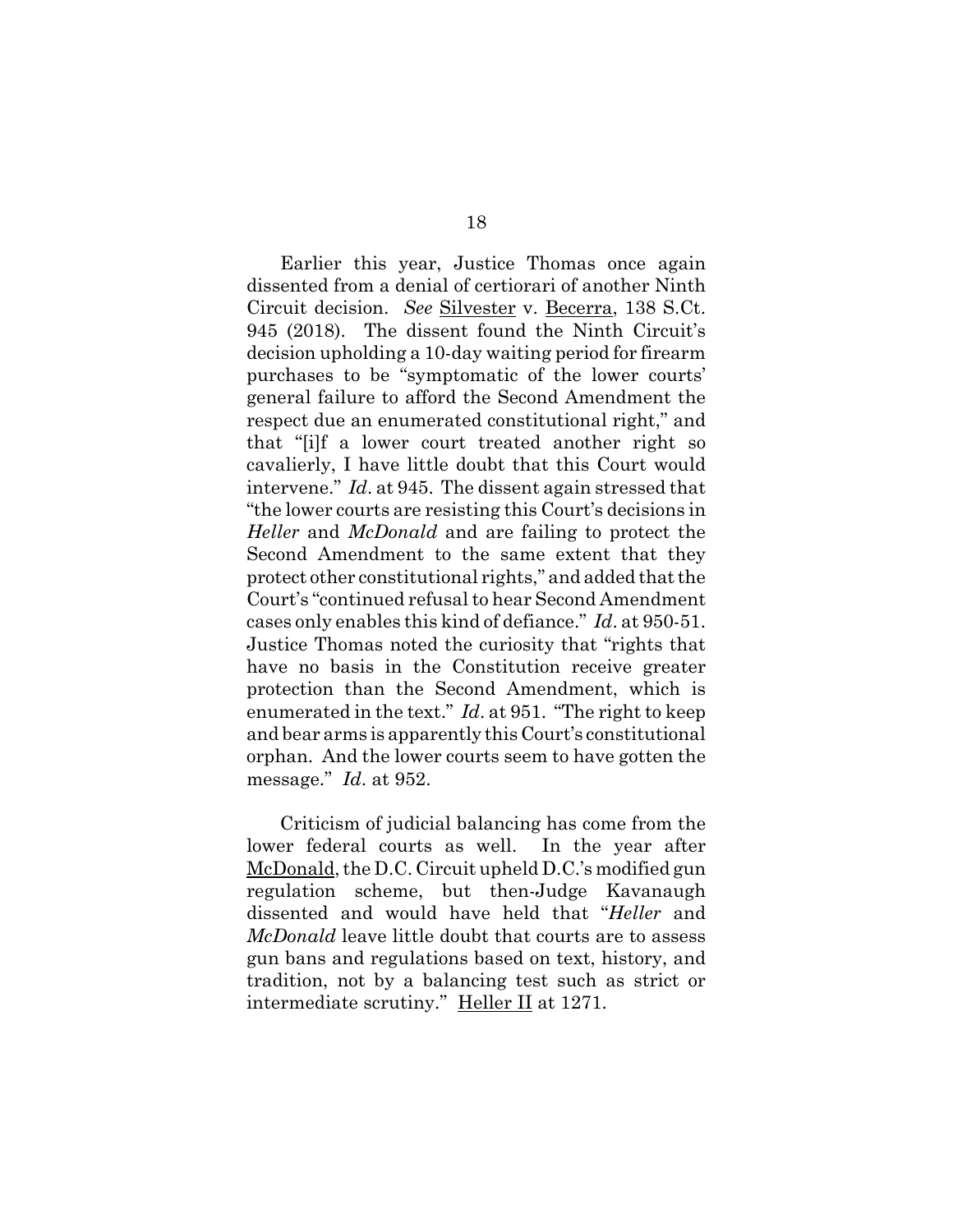Earlier this year, Justice Thomas once again dissented from a denial of certiorari of another Ninth Circuit decision. *See* Silvester v. Becerra, 138 S.Ct. 945 (2018). The dissent found the Ninth Circuit's decision upholding a 10-day waiting period for firearm purchases to be "symptomatic of the lower courts' general failure to afford the Second Amendment the respect due an enumerated constitutional right," and that "[i]f a lower court treated another right so cavalierly, I have little doubt that this Court would intervene." *Id*. at 945. The dissent again stressed that "the lower courts are resisting this Court's decisions in *Heller* and *McDonald* and are failing to protect the Second Amendment to the same extent that they protect other constitutional rights," and added that the Court's "continued refusal to hear Second Amendment cases only enables this kind of defiance." *Id*. at 950-51. Justice Thomas noted the curiosity that "rights that have no basis in the Constitution receive greater protection than the Second Amendment, which is enumerated in the text." *Id*. at 951. "The right to keep and bear arms is apparently this Court's constitutional orphan. And the lower courts seem to have gotten the message." *Id*. at 952.

Criticism of judicial balancing has come from the lower federal courts as well. In the year after McDonald, the D.C. Circuit upheld D.C.'s modified gun regulation scheme, but then-Judge Kavanaugh dissented and would have held that "*Heller* and *McDonald* leave little doubt that courts are to assess gun bans and regulations based on text, history, and tradition, not by a balancing test such as strict or intermediate scrutiny." Heller II at 1271.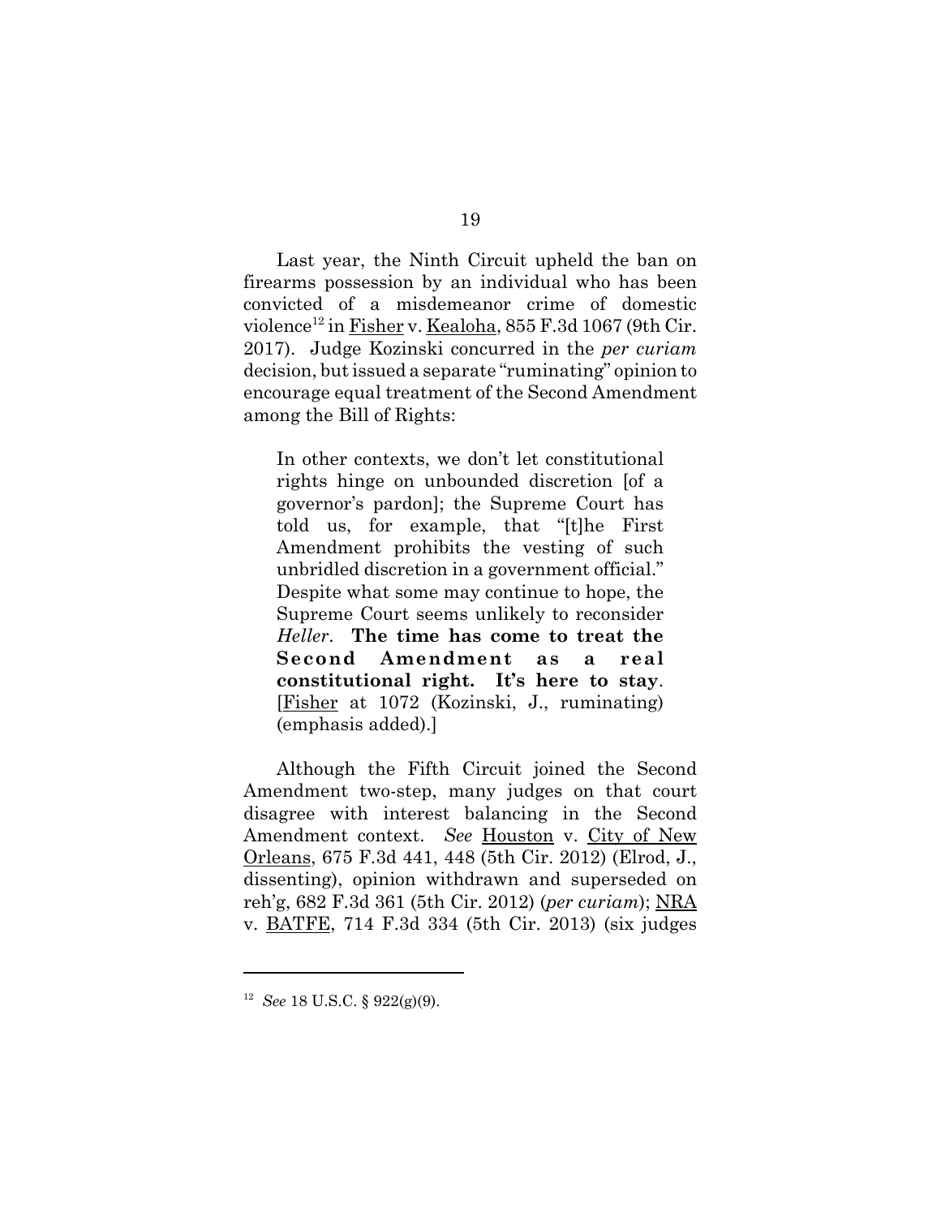Last year, the Ninth Circuit upheld the ban on firearms possession by an individual who has been convicted of a misdemeanor crime of domestic violence[12] in Fisher v. Kealoha, 855 F.3d 1067 (9th Cir. 2017). Judge Kozinski concurred in the *per curiam* decision, but issued a separate "ruminating" opinion to encourage equal treatment of the Second Amendment among the Bill of Rights:

> In other contexts, we don't let constitutional rights hinge on unbounded discretion [of a governor's pardon]; the Supreme Court has told us, for example, that "[t]he First Amendment prohibits the vesting of such unbridled discretion in a government official." Despite what some may continue to hope, the Supreme Court seems unlikely to reconsider *Heller*. **The time has come to treat the Second Amendment as a real constitutional right. It's here to stay**. [Fisher at 1072 (Kozinski, J., ruminating) (emphasis added).]

Although the Fifth Circuit joined the Second Amendment two-step, many judges on that court disagree with interest balancing in the Second Amendment context. *See* Houston v. City of New Orleans, 675 F.3d 441, 448 (5th Cir. 2012) (Elrod, J., dissenting), opinion withdrawn and superseded on reh'g, 682 F.3d 361 (5th Cir. 2012) (*per curiam*); NRA v. BATFE, 714 F.3d 334 (5th Cir. 2013) (six judges

---

[12] *See* 18 U.S.C. § 922(g)(9).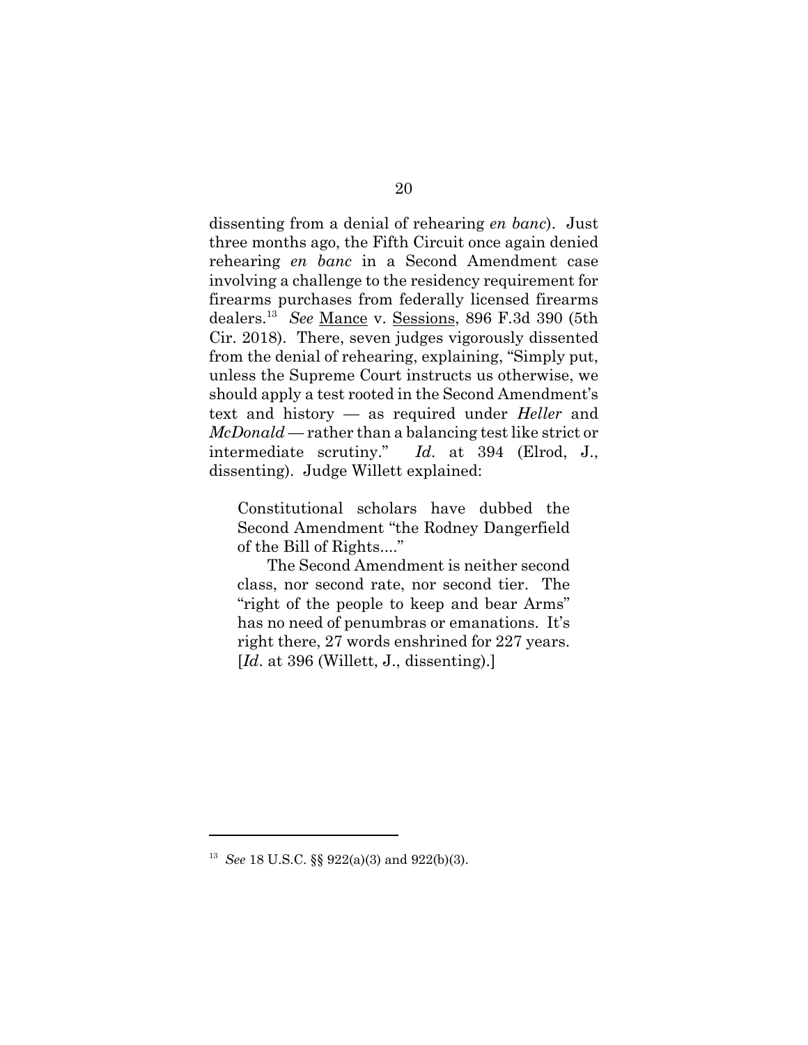dissenting from a denial of rehearing *en banc*). Just three months ago, the Fifth Circuit once again denied rehearing *en banc* in a Second Amendment case involving a challenge to the residency requirement for firearms purchases from federally licensed firearms dealers.[13] *See* Mance v. Sessions, 896 F.3d 390 (5th Cir. 2018). There, seven judges vigorously dissented from the denial of rehearing, explaining, "Simply put, unless the Supreme Court instructs us otherwise, we should apply a test rooted in the Second Amendment's text and history — as required under *Heller* and *McDonald* — rather than a balancing test like strict or intermediate scrutiny." *Id*. at 394 (Elrod, J., dissenting). Judge Willett explained:

> Constitutional scholars have dubbed the Second Amendment "the Rodney Dangerfield of the Bill of Rights...."
>
> The Second Amendment is neither second class, nor second rate, nor second tier. The "right of the people to keep and bear Arms" has no need of penumbras or emanations. It's right there, 27 words enshrined for 227 years. [*Id*. at 396 (Willett, J., dissenting).]

---

[13] *See* 18 U.S.C. §§ 922(a)(3) and 922(b)(3).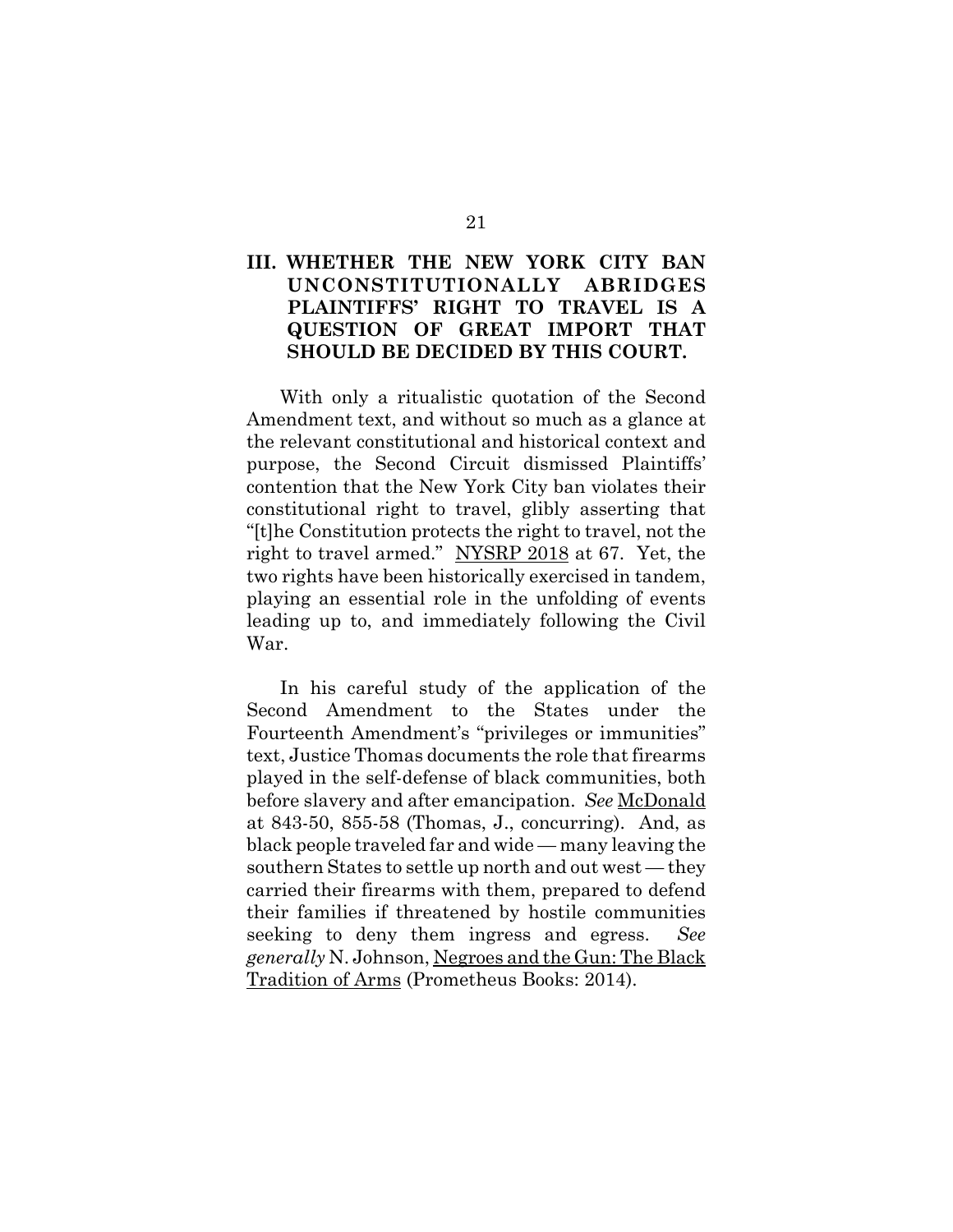## III. WHETHER THE NEW YORK CITY BAN UNCONSTITUTIONALLY ABRIDGES PLAINTIFFS' RIGHT TO TRAVEL IS A QUESTION OF GREAT IMPORT THAT SHOULD BE DECIDED BY THIS COURT.

With only a ritualistic quotation of the Second Amendment text, and without so much as a glance at the relevant constitutional and historical context and purpose, the Second Circuit dismissed Plaintiffs' contention that the New York City ban violates their constitutional right to travel, glibly asserting that "[t]he Constitution protects the right to travel, not the right to travel armed." NYSRP 2018 at 67. Yet, the two rights have been historically exercised in tandem, playing an essential role in the unfolding of events leading up to, and immediately following the Civil War.

In his careful study of the application of the Second Amendment to the States under the Fourteenth Amendment's "privileges or immunities" text, Justice Thomas documents the role that firearms played in the self-defense of black communities, both before slavery and after emancipation. *See* McDonald at 843-50, 855-58 (Thomas, J., concurring). And, as black people traveled far and wide — many leaving the southern States to settle up north and out west — they carried their firearms with them, prepared to defend their families if threatened by hostile communities seeking to deny them ingress and egress. *See generally* N. Johnson, Negroes and the Gun: The Black Tradition of Arms (Prometheus Books: 2014).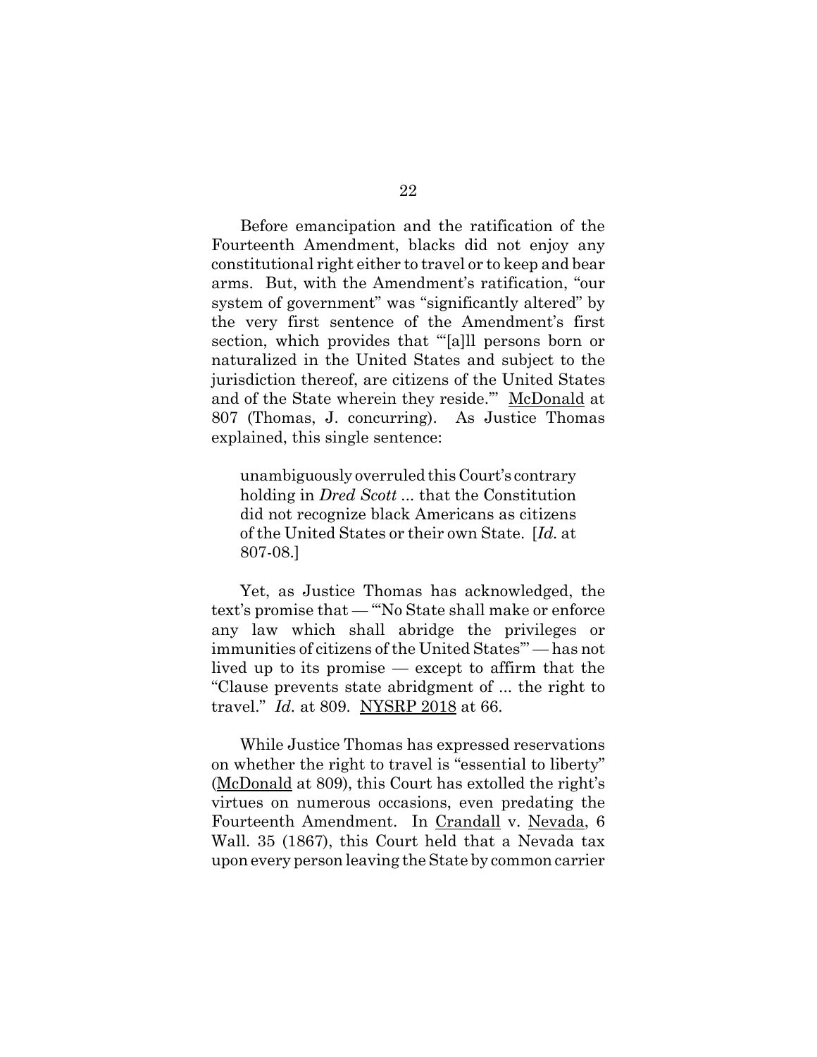Before emancipation and the ratification of the Fourteenth Amendment, blacks did not enjoy any constitutional right either to travel or to keep and bear arms. But, with the Amendment's ratification, "our system of government" was "significantly altered" by the very first sentence of the Amendment's first section, which provides that "'[a]ll persons born or naturalized in the United States and subject to the jurisdiction thereof, are citizens of the United States and of the State wherein they reside.'" McDonald at 807 (Thomas, J. concurring). As Justice Thomas explained, this single sentence:

> unambiguously overruled this Court's contrary holding in *Dred Scott* ... that the Constitution did not recognize black Americans as citizens of the United States or their own State. [*Id.* at 807-08.]

Yet, as Justice Thomas has acknowledged, the text's promise that — "'No State shall make or enforce any law which shall abridge the privileges or immunities of citizens of the United States'" — has not lived up to its promise — except to affirm that the "Clause prevents state abridgment of ... the right to travel." *Id.* at 809. NYSRP 2018 at 66.

While Justice Thomas has expressed reservations on whether the right to travel is "essential to liberty" (McDonald at 809), this Court has extolled the right's virtues on numerous occasions, even predating the Fourteenth Amendment. In Crandall v. Nevada, 6 Wall. 35 (1867), this Court held that a Nevada tax upon every person leaving the State by common carrier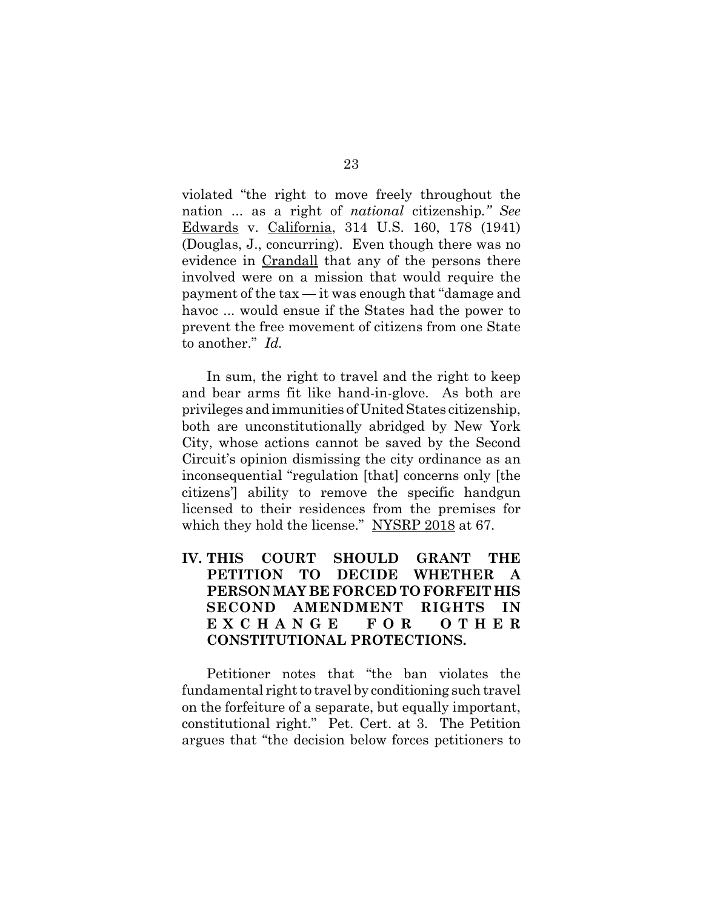violated "the right to move freely throughout the nation ... as a right of *national* citizenship*." See* Edwards v. California, 314 U.S. 160, 178 (1941) (Douglas, J., concurring). Even though there was no evidence in Crandall that any of the persons there involved were on a mission that would require the payment of the tax — it was enough that "damage and havoc ... would ensue if the States had the power to prevent the free movement of citizens from one State to another." *Id.*

In sum, the right to travel and the right to keep and bear arms fit like hand-in-glove. As both are privileges and immunities of United States citizenship, both are unconstitutionally abridged by New York City, whose actions cannot be saved by the Second Circuit's opinion dismissing the city ordinance as an inconsequential "regulation [that] concerns only [the citizens'] ability to remove the specific handgun licensed to their residences from the premises for which they hold the license." NYSRP 2018 at 67.

## IV. THIS COURT SHOULD GRANT THE PETITION TO DECIDE WHETHER A PERSON MAY BE FORCED TO FORFEIT HIS SECOND AMENDMENT RIGHTS IN EXCHANGE FOR OTHER CONSTITUTIONAL PROTECTIONS.

Petitioner notes that "the ban violates the fundamental right to travel by conditioning such travel on the forfeiture of a separate, but equally important, constitutional right." Pet. Cert. at 3. The Petition argues that "the decision below forces petitioners to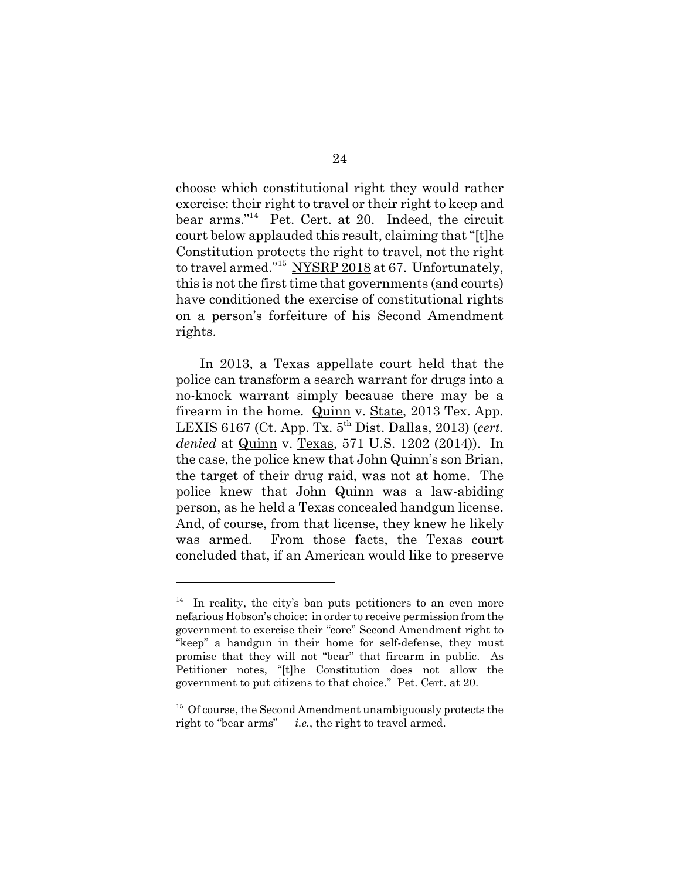choose which constitutional right they would rather exercise: their right to travel or their right to keep and bear arms."[14] Pet. Cert. at 20. Indeed, the circuit court below applauded this result, claiming that "[t]he Constitution protects the right to travel, not the right to travel armed."[15] NYSRP 2018 at 67. Unfortunately, this is not the first time that governments (and courts) have conditioned the exercise of constitutional rights on a person's forfeiture of his Second Amendment rights.

In 2013, a Texas appellate court held that the police can transform a search warrant for drugs into a no-knock warrant simply because there may be a firearm in the home. Quinn v. State, 2013 Tex. App. LEXIS 6167 (Ct. App. Tx. 5th Dist. Dallas, 2013) (*cert. denied* at Quinn v. Texas, 571 U.S. 1202 (2014)). In the case, the police knew that John Quinn's son Brian, the target of their drug raid, was not at home. The police knew that John Quinn was a law-abiding person, as he held a Texas concealed handgun license. And, of course, from that license, they knew he likely was armed. From those facts, the Texas court concluded that, if an American would like to preserve

---

[14] In reality, the city's ban puts petitioners to an even more nefarious Hobson's choice: in order to receive permission from the government to exercise their "core" Second Amendment right to "keep" a handgun in their home for self-defense, they must promise that they will not "bear" that firearm in public. As Petitioner notes, "[t]he Constitution does not allow the government to put citizens to that choice." Pet. Cert. at 20.

[15] Of course, the Second Amendment unambiguously protects the right to "bear arms" — *i.e.*, the right to travel armed.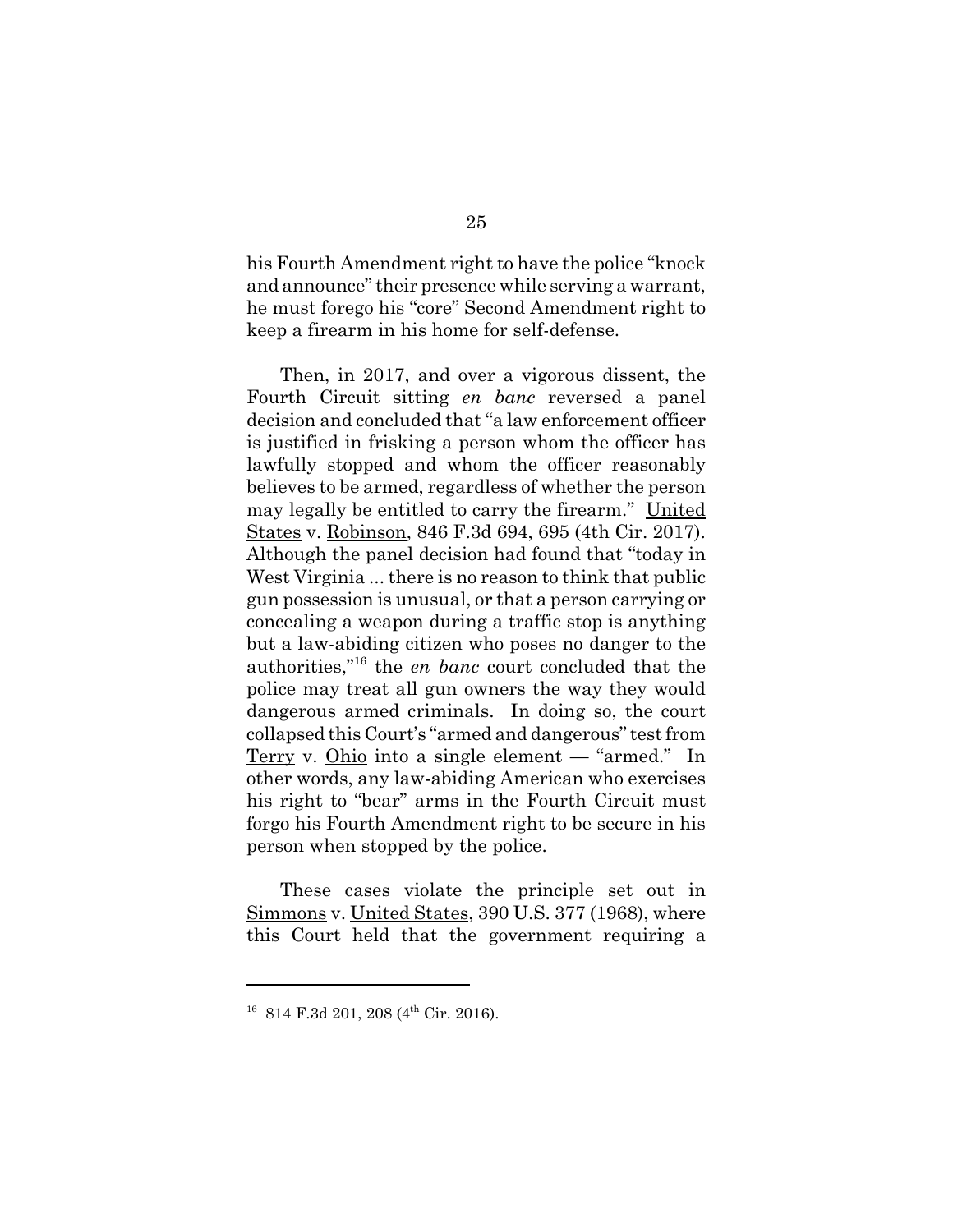his Fourth Amendment right to have the police "knock and announce" their presence while serving a warrant, he must forego his "core" Second Amendment right to keep a firearm in his home for self-defense.

Then, in 2017, and over a vigorous dissent, the Fourth Circuit sitting *en banc* reversed a panel decision and concluded that "a law enforcement officer is justified in frisking a person whom the officer has lawfully stopped and whom the officer reasonably believes to be armed, regardless of whether the person may legally be entitled to carry the firearm." United States v. Robinson, 846 F.3d 694, 695 (4th Cir. 2017). Although the panel decision had found that "today in West Virginia ... there is no reason to think that public gun possession is unusual, or that a person carrying or concealing a weapon during a traffic stop is anything but a law-abiding citizen who poses no danger to the authorities,"[16] the *en banc* court concluded that the police may treat all gun owners the way they would dangerous armed criminals. In doing so, the court collapsed this Court's "armed and dangerous" test from Terry v. Ohio into a single element — "armed." In other words, any law-abiding American who exercises his right to "bear" arms in the Fourth Circuit must forgo his Fourth Amendment right to be secure in his person when stopped by the police.

These cases violate the principle set out in Simmons v. United States, 390 U.S. 377 (1968), where this Court held that the government requiring a

---

[16] 814 F.3d 201, 208 (4th Cir. 2016).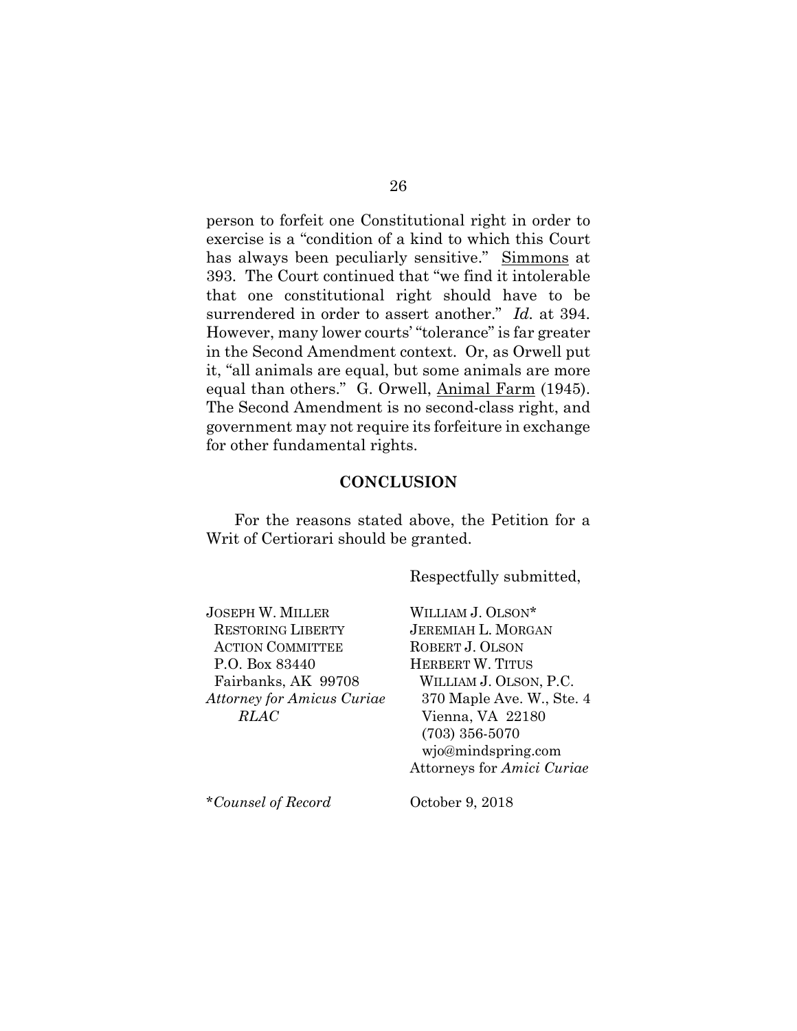person to forfeit one Constitutional right in order to exercise is a "condition of a kind to which this Court has always been peculiarly sensitive." Simmons at 393. The Court continued that "we find it intolerable that one constitutional right should have to be surrendered in order to assert another." *Id.* at 394. However, many lower courts' "tolerance" is far greater in the Second Amendment context. Or, as Orwell put it, "all animals are equal, but some animals are more equal than others." G. Orwell, Animal Farm (1945). The Second Amendment is no second-class right, and government may not require its forfeiture in exchange for other fundamental rights.

## CONCLUSION

For the reasons stated above, the Petition for a Writ of Certiorari should be granted.

Respectfully submitted,

JOSEPH W. MILLER
RESTORING LIBERTY
ACTION COMMITTEE
P.O. Box 83440
Fairbanks, AK 99708
*Attorney for Amicus Curiae RLAC*

WILLIAM J. OLSON*
JEREMIAH L. MORGAN
ROBERT J. OLSON
HERBERT W. TITUS
WILLIAM J. OLSON, P.C.
370 Maple Ave. W., Ste. 4
Vienna, VA 22180
(703) 356-5070
wjo@mindspring.com
Attorneys for *Amici Curiae*

**Counsel of Record*

October 9, 2018